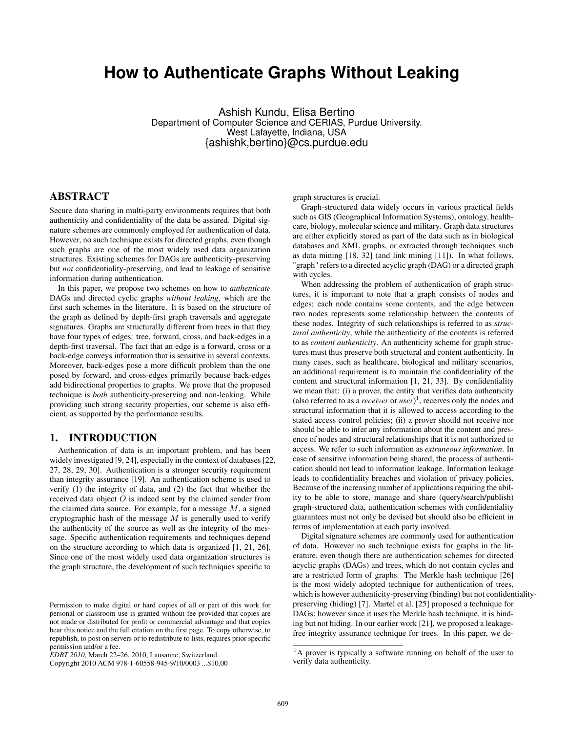# How to Authenticate Graphs Without Leaking

Ashish Kundu, Elisa Bertino
Department of Computer Science and CERIAS, Purdue University.
West Lafayette, Indiana, USA
{ashishk,bertino}@cs.purdue.edu

## ABSTRACT

Secure data sharing in multi-party environments requires that both authenticity and confidentiality of the data be assured. Digital signature schemes are commonly employed for authentication of data. However, no such technique exists for directed graphs, even though such graphs are one of the most widely used data organization structures. Existing schemes for DAGs are authenticity-preserving but *not* confidentiality-preserving, and lead to leakage of sensitive information during authentication.

In this paper, we propose two schemes on how to *authenticate* DAGs and directed cyclic graphs *without leaking*, which are the first such schemes in the literature. It is based on the structure of the graph as defined by depth-first graph traversals and aggregate signatures. Graphs are structurally different from trees in that they have four types of edges: tree, forward, cross, and back-edges in a depth-first traversal. The fact that an edge is a forward, cross or a back-edge conveys information that is sensitive in several contexts. Moreover, back-edges pose a more difficult problem than the one posed by forward, and cross-edges primarily because back-edges add bidirectional properties to graphs. We prove that the proposed technique is *both* authenticity-preserving and non-leaking. While providing such strong security properties, our scheme is also efficient, as supported by the performance results.

## 1. INTRODUCTION

Authentication of data is an important problem, and has been widely investigated [9, 24], especially in the context of databases [22, 27, 28, 29, 30]. Authentication is a stronger security requirement than integrity assurance [19]. An authentication scheme is used to verify (1) the integrity of data, and (2) the fact that whether the received data object $O$ is indeed sent by the claimed sender from the claimed data source. For example, for a message $M$, a signed cryptographic hash of the message $M$ is generally used to verify the authenticity of the source as well as the integrity of the message. Specific authentication requirements and techniques depend on the structure according to which data is organized [1, 21, 26]. Since one of the most widely used data organization structures is the graph structure, the development of such techniques specific to graph structures is crucial.

Graph-structured data widely occurs in various practical fields such as GIS (Geographical Information Systems), ontology, healthcare, biology, molecular science and military. Graph data structures are either explicitly stored as part of the data such as in biological databases and XML graphs, or extracted through techniques such as data mining [18, 32] (and link mining [11]). In what follows, "graph" refers to a directed acyclic graph (DAG) or a directed graph with cycles.

When addressing the problem of authentication of graph structures, it is important to note that a graph consists of nodes and edges; each node contains some contents, and the edge between two nodes represents some relationship between the contents of these nodes. Integrity of such relationships is referred to as *structural authenticity*, while the authenticity of the contents is referred to as *content authenticity*. An authenticity scheme for graph structures must thus preserve both structural and content authenticity. In many cases, such as healthcare, biological and military scenarios, an additional requirement is to maintain the confidentiality of the content and structural information [1, 21, 33]. By confidentiality we mean that: (i) a prover, the entity that verifies data authenticity (also referred to as a *receiver* or *user*)[1], receives only the nodes and structural information that it is allowed to access according to the stated access control policies; (ii) a prover should not receive nor should be able to infer any information about the content and presence of nodes and structural relationships that it is not authorized to access. We refer to such information as *extraneous information*. In case of sensitive information being shared, the process of authentication should not lead to information leakage. Information leakage leads to confidentiality breaches and violation of privacy policies. Because of the increasing number of applications requiring the ability to be able to store, manage and share (query/search/publish) graph-structured data, authentication schemes with confidentiality guarantees must not only be devised but should also be efficient in terms of implementation at each party involved.

Digital signature schemes are commonly used for authentication of data. However no such technique exists for graphs in the literature, even though there are authentication schemes for directed acyclic graphs (DAGs) and trees, which do not contain cycles and are a restricted form of graphs. The Merkle hash technique [26] is the most widely adopted technique for authentication of trees, which is however authentic-preserving (binding) but not confidentiality-preserving (hiding) [7]. Martel et al. [25] proposed a technique for DAGs; however since it uses the Merkle hash technique, it is binding but not hiding. In our earlier work [21], we proposed a leakage-free integrity assurance technique for trees. In this paper, we de-

[1]A prover is typically a software running on behalf of the user to verify data authenticity.

Permission to make digital or hard copies of all or part of this work for personal or classroom use is granted without fee provided that copies are not made or distributed for profit or commercial advantage and that copies bear this notice and the full citation on the first page. To copy otherwise, to republish, to post on servers or to redistribute to lists, requires prior specific permission and/or a fee.
*EDBT 2010*, March 22–26, 2010, Lausanne, Switzerland.
Copyright 2010 ACM 978-1-60558-945-9/10/0003 ...$10.00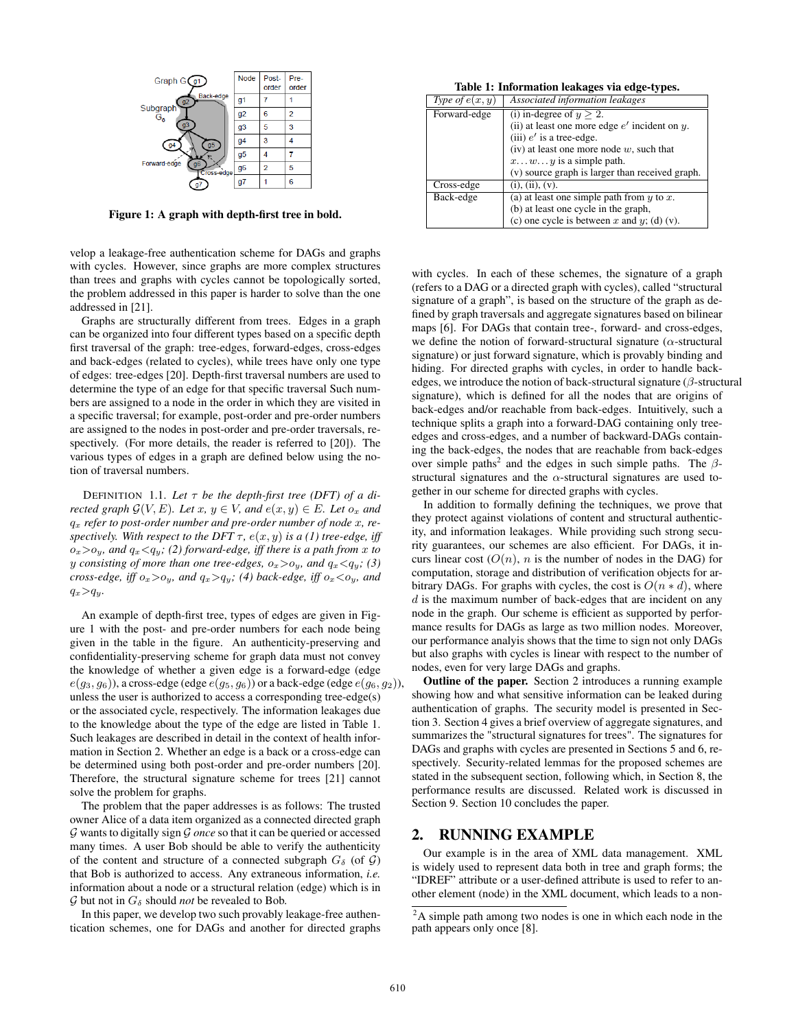| Node | Post-order | Pre-order |
|---|---|---|
| g1 | 7 | 1 |
| g2 | 6 | 2 |
| g3 | 5 | 3 |
| g4 | 3 | 4 |
| g5 | 4 | 7 |
| g6 | 2 | 5 |
| g7 | 1 | 6 |

**Figure 1: A graph with depth-first tree in bold.**

velop a leakage-free authentication scheme for DAGs and graphs with cycles. However, since graphs are more complex structures than trees and graphs with cycles cannot be topologically sorted, the problem addressed in this paper is harder to solve than the one addressed in [21].

Graphs are structurally different from trees. Edges in a graph can be organized into four different types based on a specific depth first traversal of the graph: tree-edges, forward-edges, cross-edges and back-edges (related to cycles), while trees have only one type of edges: tree-edges [20]. Depth-first traversal numbers are used to determine the type of an edge for that specific traversal Such numbers are assigned to a node in the order in which they are visited in a specific traversal; for example, post-order and pre-order numbers are assigned to the nodes in post-order and pre-order traversals, respectively. (For more details, the reader is referred to [20]). The various types of edges in a graph are defined below using the notion of traversal numbers.

DEFINITION 1.1. *Let $\tau$ be the depth-first tree (DFT) of a directed graph $\mathcal{G}(V, E)$. Let $x, y \in V$, and $e(x, y) \in E$. Let $o_x$ and $q_x$ refer to post-order number and pre-order number of node $x$, respectively. With respect to the DFT $\tau$, $e(x, y)$ is a (1) tree-edge, iff $o_x > o_y$, and $q_x < q_y$; (2) forward-edge, iff there is a path from $x$ to $y$ consisting of more than one tree-edges, $o_x > o_y$, and $q_x < q_y$; (3) cross-edge, iff $o_x > o_y$, and $q_x > q_y$; (4) back-edge, iff $o_x < o_y$, and $q_x > q_y$.*

An example of depth-first tree, types of edges are given in Figure 1 with the post- and pre-order numbers for each node being given in the table in the figure. An authenticity-preserving and confidentiality-preserving scheme for graph data must not convey the knowledge of whether a given edge is a forward-edge (edge $e(g_3, g_6)$), a cross-edge (edge $e(g_5, g_6)$) or a back-edge (edge $e(g_6, g_2)$), unless the user is authorized to access a corresponding tree-edge(s) or the associated cycle, respectively. The information leakages due to the knowledge about the type of the edge are listed in Table 1. Such leakages are described in detail in the context of health information in Section 2. Whether an edge is a back or a cross-edge can be determined using both post-order and pre-order numbers [20]. Therefore, the structural signature scheme for trees [21] cannot solve the problem for graphs.

The problem that the paper addresses is as follows: The trusted owner Alice of a data item organized as a connected directed graph $\mathcal{G}$ wants to digitally sign $\mathcal{G}$ *once* so that it can be queried or accessed many times. A user Bob should be able to verify the authenticity of the content and structure of a connected subgraph $G_\delta$ (of $\mathcal{G}$) that Bob is authorized to access. Any extraneous information, *i.e.* information about a node or a structural relation (edge) which is in $\mathcal{G}$ but not in $G_\delta$ should *not* be revealed to Bob.

In this paper, we develop two such provably leakage-free authentication schemes, one for DAGs and another for directed graphs with cycles. In each of these schemes, the signature of a graph (refers to a DAG or a directed graph with cycles), called "structural signature of a graph", is based on the structure of the graph as defined by graph traversals and aggregate signatures based on bilinear maps [6]. For DAGs that contain tree-, forward- and cross-edges, we define the notion of forward-structural signature ($\alpha$-structural signature) or just forward signature, which is provably binding and hiding. For directed graphs with cycles, in order to handle back-edges, we introduce the notion of back-structural signature ($\beta$-structural signature), which is defined for all the nodes that are origins of back-edges and/or reachable from back-edges. Intuitively, such a technique splits a graph into a forward-DAG containing only tree-edges and cross-edges, and a number of backward-DAGs containing the back-edges, the nodes that are reachable from back-edges over simple paths[2] and the edges in such simple paths. The $\beta$-structural signatures and the $\alpha$-structural signatures are used together in our scheme for directed graphs with cycles.

In addition to formally defining the techniques, we prove that they protect against violations of content and structural authenticity, and information leakages. While providing such strong security guarantees, our schemes are also efficient. For DAGs, it incurs linear cost ($O(n)$, $n$ is the number of nodes in the DAG) for computation, storage and distribution of verification objects for arbitrary DAGs. For graphs with cycles, the cost is $O(n * d)$, where $d$ is the maximum number of back-edges that are incident on any node in the graph. Our scheme is efficient as supported by performance results for DAGs as large as two million nodes. Moreover, our performance analyis shows that the time to sign not only DAGs but also graphs with cycles is linear with respect to the number of nodes, even for very large DAGs and graphs.

**Outline of the paper.** Section 2 introduces a running example showing how and what sensitive information can be leaked during authentication of graphs. The security model is presented in Section 3. Section 4 gives a brief overview of aggregate signatures, and summarizes the "structural signatures for trees". The signatures for DAGs and graphs with cycles are presented in Sections 5 and 6, respectively. Security-related lemmas for the proposed schemes are stated in the subsequent section, following which, in Section 8, the performance results are discussed. Related work is discussed in Section 9. Section 10 concludes the paper.

**Table 1: Information leakages via edge-types.**

| *Type of $e(x, y)$* | *Associated information leakages* |
|---|---|
| Forward-edge | (i) in-degree of $y \geq 2$.<br>(ii) at least one more edge $e'$ incident on $y$.<br>(iii) $e'$ is a tree-edge.<br>(iv) at least one more node $w$, such that $x \ldots w \ldots y$ is a simple path.<br>(v) source graph is larger than received graph. |
| Cross-edge | (i), (ii), (v). |
| Back-edge | (a) at least one simple path from $y$ to $x$.<br>(b) at least one cycle in the graph,<br>(c) one cycle is between $x$ and $y$; (d) (v). |

## 2. RUNNING EXAMPLE

Our example is in the area of XML data management. XML is widely used to represent data both in tree and graph forms; the "IDREF" attribute or a user-defined attribute is used to refer to another element (node) in the XML document, which leads to a non-

[2] A simple path among two nodes is one in which each node in the path appears only once [8].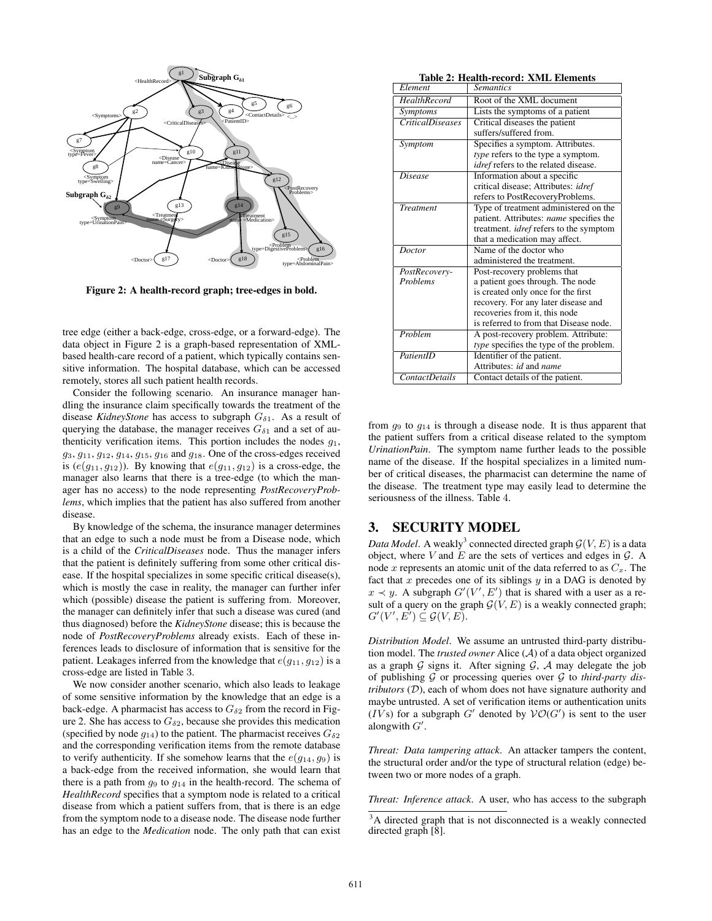Figure 2: A health-record graph; tree-edges in bold.

tree edge (either a back-edge, cross-edge, or a forward-edge). The data object in Figure 2 is a graph-based representation of XML-based health-care record of a patient, which typically contains sensitive information. The hospital database, which can be accessed remotely, stores all such patient health records.

Consider the following scenario. An insurance manager handling the insurance claim specifically towards the treatment of the disease *KidneyStone* has access to subgraph $G_{\delta 1}$. As a result of querying the database, the manager receives $G_{\delta 1}$ and a set of authenticity verification items. This portion includes the nodes $g_1$, $g_3$, $g_{11}$, $g_{12}$, $g_{14}$, $g_{15}$, $g_{16}$ and $g_{18}$. One of the cross-edges received is $(e(g_{11}, g_{12}))$. By knowing that $e(g_{11}, g_{12})$ is a cross-edge, the manager also learns that there is a tree-edge (to which the manager has no access) to the node representing *PostRecoveryProblems*, which implies that the patient has also suffered from another disease.

By knowledge of the schema, the insurance manager determines that an edge to such a node must be from a Disease node, which is a child of the *CriticalDiseases* node. Thus the manager infers that the patient is definitely suffering from some other critical disease. If the hospital specializes in some specific critical disease(s), which is mostly the case in reality, the manager can further infer which (possible) disease the patient is suffering from. Moreover, the manager can definitely infer that such a disease was cured (and thus diagnosed) before the *KidneyStone* disease; this is because the node of *PostRecoveryProblems* already exists. Each of these inferences leads to disclosure of information that is sensitive for the patient. Leakages inferred from the knowledge that $e(g_{11}, g_{12})$ is a cross-edge are listed in Table 3.

We now consider another scenario, which also leads to leakage of some sensitive information by the knowledge that an edge is a back-edge. A pharmacist has access to $G_{\delta 2}$ from the record in Figure 2. She has access to $G_{\delta 2}$, because she provides this medication (specified by node $g_{14}$) to the patient. The pharmacist receives $G_{\delta 2}$ and the corresponding verification items from the remote database to verify authenticity. If she somehow learns that the $e(g_{14}, g_9)$ is a back-edge from the received information, she would learn that there is a path from $g_9$ to $g_{14}$ in the health-record. The schema of *HealthRecord* specifies that a symptom node is related to a critical disease from which a patient suffers from, that is there is an edge from the symptom node to a disease node. The disease node further has an edge to the *Medication* node. The only path that can exist from $g_9$ to $g_{14}$ is through a disease node. It is thus apparent that the patient suffers from a critical disease related to the symptom *UrinationPain*. The symptom name further leads to the possible name of the disease. If the hospital specializes in a limited number of critical diseases, the pharmacist can determine the name of the disease. The treatment type may easily lead to determine the seriousness of the illness. Table 4.

**Table 2: Health-record: XML Elements**

| *Element* | *Semantics* |
|---|---|
| *HealthRecord* | Root of the XML document |
| *Symptoms* | Lists the symptoms of a patient |
| *CriticalDiseases* | Critical diseases the patient suffers/suffered from. |
| *Symptom* | Specifies a symptom. Attributes. *type* refers to the type a symptom. *idref* refers to the related disease. |
| *Disease* | Information about a specific critical disease; Attributes: *idref* refers to PostRecoveryProblems. |
| *Treatment* | Type of treatment administered on the patient. Attributes: *name* specifies the treatment. *idref* refers to the symptom that a medication may affect. |
| *Doctor* | Name of the doctor who administered the treatment. |
| *PostRecovery-Problems* | Post-recovery problems that a patient goes through. The node is created only once for the first recovery. For any later disease and recoveries from it, this node is referred to from that Disease node. |
| *Problem* | A post-recovery problem. Attribute: *type* specifies the type of the problem. |
| *PatientID* | Identifier of the patient. Attributes: *id* and *name* |
| *ContactDetails* | Contact details of the patient. |

## 3. SECURITY MODEL

*Data Model*. A weakly[3] connected directed graph $\mathcal{G}(V, E)$ is a data object, where $V$ and $E$ are the sets of vertices and edges in $\mathcal{G}$. A node $x$ represents an atomic unit of the data referred to as $C_x$. The fact that $x$ precedes one of its siblings $y$ in a DAG is denoted by $x \prec y$. A subgraph $G'(V', E')$ that is shared with a user as a result of a query on the graph $\mathcal{G}(V, E)$ is a weakly connected graph; $G'(V', E') \subseteq \mathcal{G}(V, E)$.

*Distribution Model*. We assume an untrusted third-party distribution model. The *trusted owner* Alice ($\mathcal{A}$) of a data object organized as a graph $\mathcal{G}$ signs it. After signing $\mathcal{G}$, $\mathcal{A}$ may delegate the job of publishing $\mathcal{G}$ or processing queries over $\mathcal{G}$ to *third-party distributors* ($\mathcal{D}$), each of whom does not have signature authority and maybe untrusted. A set of verification items or authentication units ($IV$s) for a subgraph $G'$ denoted by $\mathcal{VO}(G')$ is sent to the user alongwith $G'$.

*Threat: Data tampering attack*. An attacker tampers the content, the structural order and/or the type of structural relation (edge) between two or more nodes of a graph.

*Threat: Inference attack*. A user, who has access to the subgraph

[3] A directed graph that is not disconnected is a weakly connected directed graph [8].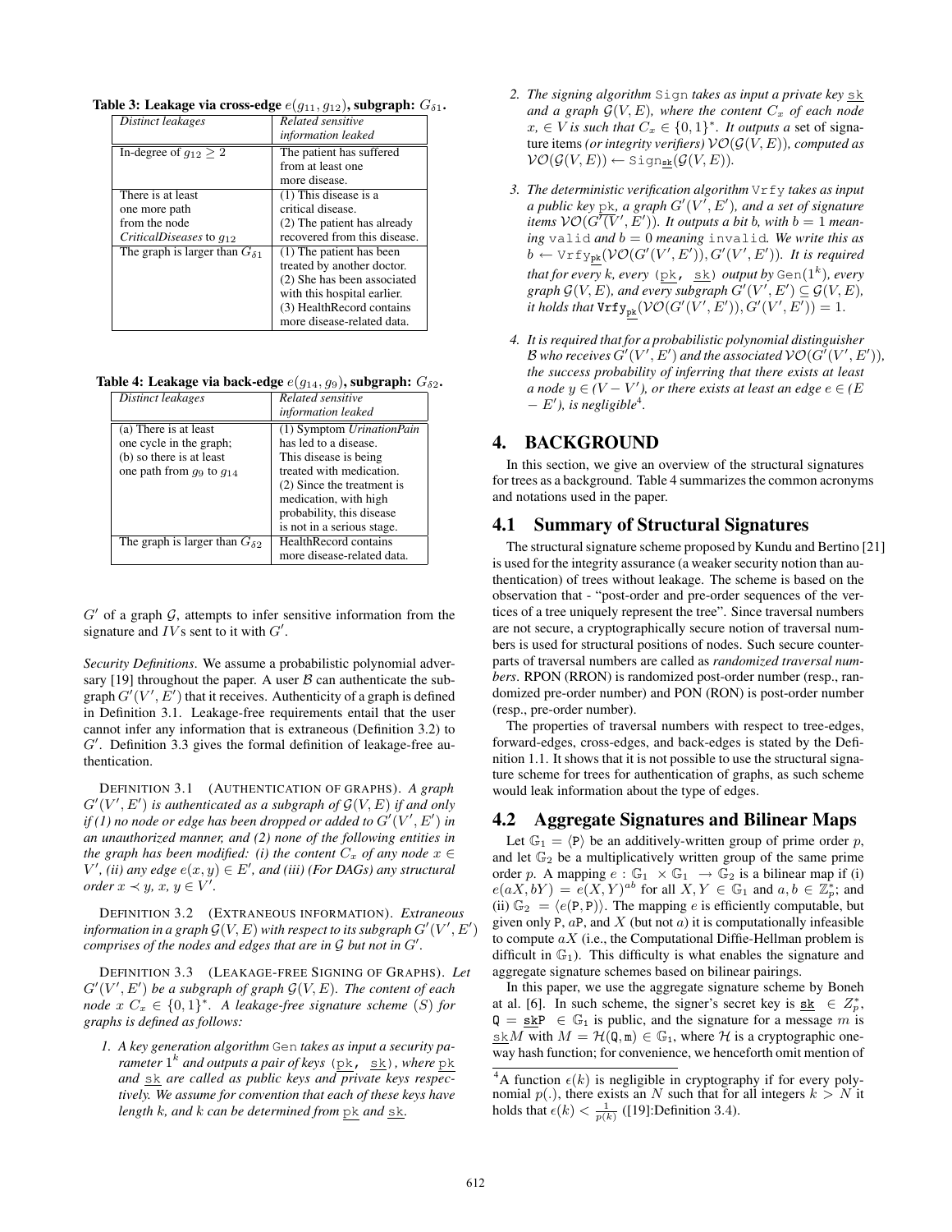**Table 3: Leakage via cross-edge $e(g_{11}, g_{12})$, subgraph: $G_{\delta 1}$.**

| *Distinct leakages* | *Related sensitive information leaked* |
|---|---|
| In-degree of $g_{12} \geq 2$ | The patient has suffered from at least one more disease. |
| There is at least one more path from the node *CriticalDiseases* to $g_{12}$ | (1) This disease is a critical disease. (2) The patient has already recovered from this disease. |
| The graph is larger than $G_{\delta 1}$ | (1) The patient has been treated by another doctor. (2) She has been associated with this hospital earlier. (3) HealthRecord contains more disease-related data. |

**Table 4: Leakage via back-edge $e(g_{14}, g_9)$, subgraph: $G_{\delta 2}$.**

| *Distinct leakages* | *Related sensitive information leaked* |
|---|---|
| (a) There is at least one cycle in the graph; (b) so there is at least one path from $g_9$ to $g_{14}$ | (1) Symptom *UrinationPain* has led to a disease. This disease is being treated with medication. (2) Since the treatment is medication, with high probability, this disease is not in a serious stage. |
| The graph is larger than $G_{\delta 2}$ | HealthRecord contains more disease-related data. |

$G'$ of a graph $\mathcal{G}$, attempts to infer sensitive information from the signature and $IV$s sent to it with $G'$.

*Security Definitions.* We assume a probabilistic polynomial adversary [19] throughout the paper. A user $\mathcal{B}$ can authenticate the subgraph $G'(V', E')$ that it receives. Authenticity of a graph is defined in Definition 3.1. Leakage-free requirements entail that the user cannot infer any information that is extraneous (Definition 3.2) to $G'$. Definition 3.3 gives the formal definition of leakage-free authentication.

DEFINITION 3.1 (AUTHENTICATION OF GRAPHS). *A graph $G'(V', E')$ is authenticated as a subgraph of $\mathcal{G}(V, E)$ if and only if (1) no node or edge has been dropped or added to $G'(V', E')$ in an unauthorized manner, and (2) none of the following entities in the graph has been modified: (i) the content $C_x$ of any node $x \in V'$, (ii) any edge $e(x, y) \in E'$, and (iii) (For DAGs) any structural order $x \prec y$, $x, y \in V'$.*

DEFINITION 3.2 (EXTRANEOUS INFORMATION). *Extraneous information in a graph $\mathcal{G}(V, E)$ with respect to its subgraph $G'(V', E')$ comprises of the nodes and edges that are in $\mathcal{G}$ but not in $G'$.*

DEFINITION 3.3 (LEAKAGE-FREE SIGNING OF GRAPHS). *Let $G'(V', E')$ be a subgraph of graph $\mathcal{G}(V, E)$. The content of each node $x$ $C_x \in \{0, 1\}^*$. A leakage-free signature scheme $(S)$ for graphs is defined as follows:*

1. *A key generation algorithm* Gen *takes as input a security parameter $1^k$ and outputs a pair of keys (pk, sk), where pk and sk are called as public keys and private keys respectively. We assume for convention that each of these keys have length $k$, and $k$ can be determined from pk and sk.*
2. *The signing algorithm* Sign *takes as input a private key sk and a graph $\mathcal{G}(V, E)$, where the content $C_x$ of each node $x, \in V$ is such that $C_x \in \{0, 1\}^*$. It outputs a* set of signature items *(or integrity verifiers) $\mathcal{VO}(\mathcal{G}(V, E))$, computed as $\mathcal{VO}(\mathcal{G}(V, E)) \leftarrow \mathtt{Sign}_{\mathtt{sk}}(\mathcal{G}(V, E))$.*
3. *The deterministic verification algorithm* Vrfy *takes as input a public key pk, a graph $G'(V', E')$, and a set of signature items $\mathcal{VO}(G'(V', E'))$. It outputs a bit $b$, with $b = 1$ meaning* valid *and $b = 0$ meaning* invalid*. We write this as $b \leftarrow \mathtt{Vrfy}_{\mathtt{pk}}(\mathcal{VO}(G'(V', E')), G'(V', E'))$. It is required that for every $k$, every (pk, sk) output by $\mathtt{Gen}(1^k)$, every graph $\mathcal{G}(V, E)$, and every subgraph $G'(V', E') \subseteq \mathcal{G}(V, E)$, it holds that $\mathtt{Vrfy}_{\mathtt{pk}}(\mathcal{VO}(G'(V', E')), G'(V', E')) = 1$.*
4. *It is required that for a probabilistic polynomial distinguisher $\mathcal{B}$ who receives $G'(V', E')$ and the associated $\mathcal{VO}(G'(V', E'))$, the success probability of inferring that there exists at least a node $y \in (V - V')$, or there exists at least an edge $e \in (E - E')$, is negligible[4].*

# 4. BACKGROUND

In this section, we give an overview of the structural signatures for trees as a background. Table 4 summarizes the common acronyms and notations used in the paper.

## 4.1 Summary of Structural Signatures

The structural signature scheme proposed by Kundu and Bertino [21] is used for the integrity assurance (a weaker security notion than authentication) of trees without leakage. The scheme is based on the observation that - "post-order and pre-order sequences of the vertices of a tree uniquely represent the tree". Since traversal numbers are not secure, a cryptographically secure notion of traversal numbers is used for structural positions of nodes. Such secure counterparts of traversal numbers are called as *randomized traversal numbers*. RPON (RRON) is randomized post-order number (resp., randomized pre-order number) and PON (RON) is post-order number (resp., pre-order number).

The properties of traversal numbers with respect to tree-edges, forward-edges, cross-edges, and back-edges is stated by the Definition 1.1. It shows that it is not possible to use the structural signature scheme for trees for authentication of graphs, as such scheme would leak information about the type of edges.

## 4.2 Aggregate Signatures and Bilinear Maps

Let $\mathbb{G}_1 = \langle \mathtt{P} \rangle$ be an additively-written group of prime order $p$, and let $\mathbb{G}_2$ be a multiplicatively written group of the same prime order $p$. A mapping $e : \mathbb{G}_1 \times \mathbb{G}_1 \rightarrow \mathbb{G}_2$ is a bilinear map if (i) $e(aX, bY) = e(X, Y)^{ab}$ for all $X, Y \in \mathbb{G}_1$ and $a, b \in \mathbb{Z}_p^*$; and (ii) $\mathbb{G}_2 = \langle e(\mathtt{P}, \mathtt{P}) \rangle$. The mapping $e$ is efficiently computable, but given only P, $a$P, and $X$ (but not $a$) it is computationally infeasible to compute $aX$ (i.e., the Computational Diffie-Hellman problem is difficult in $\mathbb{G}_1$). This difficulty is what enables the signature and aggregate signature schemes based on bilinear pairings.

In this paper, we use the aggregate signature scheme by Boneh at al. [6]. In such scheme, the signer's secret key is $\mathtt{sk} \in Z_p^*$, $\mathtt{Q} = \mathtt{sk}\mathtt{P} \in \mathbb{G}_1$ is public, and the signature for a message $m$ is $\mathtt{sk}M$ with $M = \mathcal{H}(\mathtt{Q}, \mathtt{m}) \in \mathbb{G}_1$, where $\mathcal{H}$ is a cryptographic one-way hash function; for convenience, we henceforth omit mention of

[4]A function $\epsilon(k)$ is negligible in cryptography if for every polynomial $p(.)$, there exists an $N$ such that for all integers $k > N$ it holds that $\epsilon(k) < \frac{1}{p(k)}$ ([19]:Definition 3.4).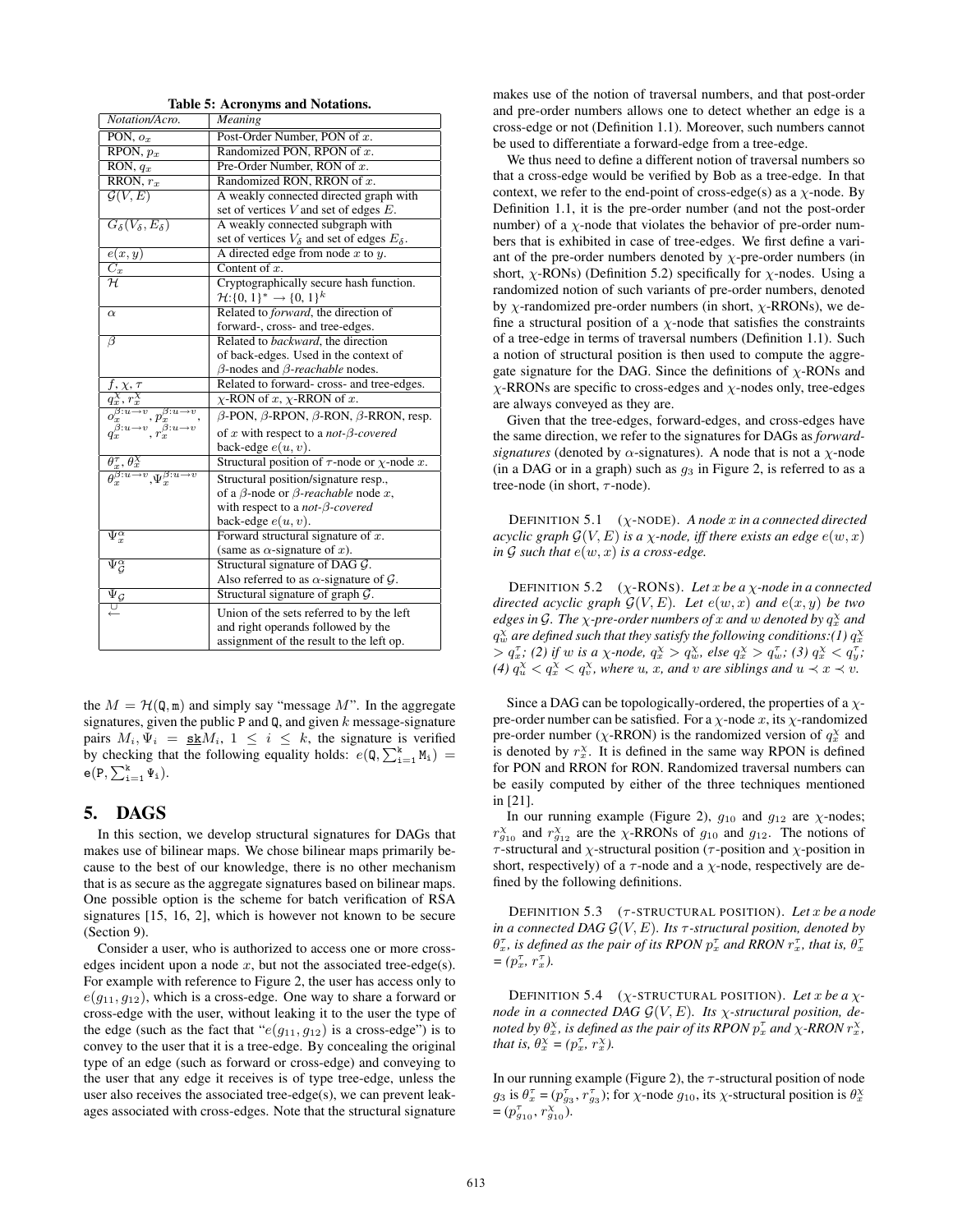**Table 5: Acronyms and Notations.**

| Notation/Acro. | Meaning |
|---|---|
| PON, $o_x$ | Post-Order Number, PON of $x$. |
| RPON, $p_x$ | Randomized PON, RPON of $x$. |
| RON, $q_x$ | Pre-Order Number, RON of $x$. |
| RRON, $r_x$ | Randomized RON, RRON of $x$. |
| $\mathcal{G}(V, E)$ | A weakly connected directed graph with set of vertices $V$ and set of edges $E$. |
| $G_\delta(V_\delta, E_\delta)$ | A weakly connected subgraph with set of vertices $V_\delta$ and set of edges $E_\delta$. |
| $e(x, y)$ | A directed edge from node $x$ to $y$. |
| $C_x$ | Content of $x$. |
| $\mathcal{H}$ | Cryptographically secure hash function. $\mathcal{H}:\{0,1\}^* \rightarrow \{0,1\}^k$ |
| $\alpha$ | Related to *forward*, the direction of forward-, cross- and tree-edges. |
| $\beta$ | Related to *backward*, the direction of back-edges. Used in the context of $\beta$-nodes and $\beta$-*reachable* nodes. |
| $f, \chi, \tau$ | Related to forward- cross- and tree-edges. |
| $q_x^\chi, r_x^\chi$ | $\chi$-RON of $x$, $\chi$-RRON of $x$. |
| $o_x^{\beta:u\rightarrow v}, p_x^{\beta:u\rightarrow v}, q_x^{\beta:u\rightarrow v}, r_x^{\beta:u\rightarrow v}$ | $\beta$-PON, $\beta$-RPON, $\beta$-RON, $\beta$-RRON, resp. of $x$ with respect to a *not-$\beta$-covered* back-edge $e(u, v)$. |
| $\theta_x^\tau, \theta_x^\chi$ | Structural position of $\tau$-node or $\chi$-node $x$. |
| $\theta_x^{\beta:u\rightarrow v}, \Psi_x^{\beta:u\rightarrow v}$ | Structural position/signature resp., of a $\beta$-node or $\beta$-*reachable* node $x$, with respect to a *not-$\beta$-covered* back-edge $e(u, v)$. |
| $\Psi_x^\alpha$ | Forward structural signature of $x$. (same as $\alpha$-signature of $x$). |
| $\Psi_\mathcal{G}^\alpha$ | Structural signature of DAG $\mathcal{G}$. Also referred to as $\alpha$-signature of $\mathcal{G}$. |
| $\Psi_\mathcal{G}$ | Structural signature of graph $\mathcal{G}$. |
| $\overset{\cup}{\leftarrow}$ | Union of the sets referred to by the left and right operands followed by the assignment of the result to the left op. |

the $M = \mathcal{H}(\mathtt{Q}, \mathtt{m})$ and simply say "message $M$". In the aggregate signatures, given the public P and Q, and given $k$ message-signature pairs $M_i, \Psi_i = \underline{\mathtt{sk}}M_i$, $1 \leq i \leq k$, the signature is verified by checking that the following equality holds: $e(\mathtt{Q}, \sum_{i=1}^{k} \mathtt{M_i}) = \mathtt{e}(\mathtt{P}, \sum_{i=1}^{k} \Psi_i)$.

## 5. DAGS

In this section, we develop structural signatures for DAGs that makes use of bilinear maps. We chose bilinear maps primarily because to the best of our knowledge, there is no other mechanism that is as secure as the aggregate signatures based on bilinear maps. One possible option is the scheme for batch verification of RSA signatures [15, 16, 2], which is however not known to be secure (Section 9).

Consider a user, who is authorized to access one or more cross-edges incident upon a node $x$, but not the associated tree-edge(s). For example with reference to Figure 2, the user has access only to $e(g_{11}, g_{12})$, which is a cross-edge. One way to share a forward or cross-edge with the user, without leaking it to the user the type of the edge (such as the fact that "$e(g_{11}, g_{12})$ is a cross-edge") is to convey to the user that it is a tree-edge. By concealing the original type of an edge (such as forward or cross-edge) and conveying to the user that any edge it receives is of type tree-edge, unless the user also receives the associated tree-edge(s), we can prevent leakages associated with cross-edges. Note that the structural signature makes use of the notion of traversal numbers, and that post-order and pre-order numbers allows one to detect whether an edge is a cross-edge or not (Definition 1.1). Moreover, such numbers cannot be used to differentiate a forward-edge from a tree-edge.

We thus need to define a different notion of traversal numbers so that a cross-edge would be verified by Bob as a tree-edge. In that context, we refer to the end-point of cross-edge(s) as a $\chi$-node. By Definition 1.1, it is the pre-order number (and not the post-order number) of a $\chi$-node that violates the behavior of pre-order numbers that is exhibited in case of tree-edges. We first define a variant of the pre-order numbers denoted by $\chi$-pre-order numbers (in short, $\chi$-RONs) (Definition 5.2) specifically for $\chi$-nodes. Using a randomized notion of such variants of pre-order numbers, denoted by $\chi$-randomized pre-order numbers (in short, $\chi$-RRONs), we define a structural position of a $\chi$-node that satisfies the constraints of a tree-edge in terms of traversal numbers (Definition 1.1). Such a notion of structural position is then used to compute the aggregate signature for the DAG. Since the definitions of $\chi$-RONs and $\chi$-RRONs are specific to cross-edges and $\chi$-nodes only, tree-edges are always conveyed as they are.

Given that the tree-edges, forward-edges, and cross-edges have the same direction, we refer to the signatures for DAGs as *forward-signatures* (denoted by $\alpha$-signatures). A node that is not a $\chi$-node (in a DAG or in a graph) such as $g_3$ in Figure 2, is referred to as a tree-node (in short, $\tau$-node).

DEFINITION 5.1 ($\chi$-NODE). *A node $x$ in a connected directed acyclic graph $\mathcal{G}(V, E)$ is a $\chi$-node, iff there exists an edge $e(w, x)$ in $\mathcal{G}$ such that $e(w, x)$ is a cross-edge.*

DEFINITION 5.2 ($\chi$-RONS). *Let $x$ be a $\chi$-node in a connected directed acyclic graph $\mathcal{G}$. Let $e(w, x)$ and $e(x, y)$ be two edges in $\mathcal{G}$. The $\chi$-pre-order numbers of $x$ and $w$ denoted by $q_x^\chi$ and $q_w^\chi$ are defined such that they satisfy the following conditions:(1) $q_x^\chi > q_x^\tau$; (2) if $w$ is a $\chi$-node, $q_x^\chi > q_w^\chi$, else $q_x^\chi > q_w^\tau$; (3) $q_x^\chi < q_y^\tau$; (4) $q_u^\chi < q_x^\chi < q_v^\chi$, where $u$, $x$, and $v$ are siblings and $u \prec x \prec v$.*

Since a DAG can be topologically-ordered, the properties of a $\chi$-pre-order number can be satisfied. For a $\chi$-node $x$, its $\chi$-randomized pre-order number ($\chi$-RRON) is the randomized version of $q_x^\chi$ and is denoted by $r_x^\chi$. It is defined in the same way RPON is defined for PON and RRON for RON. Randomized traversal numbers can be easily computed by either of the three techniques mentioned in [21].

In our running example (Figure 2), $g_{10}$ and $g_{12}$ are $\chi$-nodes; $r_{g_{10}}^\chi$ and $r_{g_{12}}^\chi$ are the $\chi$-RRONs of $g_{10}$ and $g_{12}$. The notions of $\tau$-structural and $\chi$-structural position ($\tau$-position and $\chi$-position in short, respectively) of a $\tau$-node and a $\chi$-node, respectively are defined by the following definitions.

DEFINITION 5.3 ($\tau$-STRUCTURAL POSITION). *Let $x$ be a node in a connected DAG $\mathcal{G}(V, E)$. Its $\tau$-structural position, denoted by $\theta_x^\tau$, is defined as the pair of its RPON $p_x^\tau$ and RRON $r_x^\tau$, that is, $\theta_x^\tau = (p_x^\tau, r_x^\tau)$.*

DEFINITION 5.4 ($\chi$-STRUCTURAL POSITION). *Let $x$ be a $\chi$-node in a connected DAG $\mathcal{G}(V, E)$. Its $\chi$-structural position, denoted by $\theta_x^\chi$, is defined as the pair of its RPON $p_x^\tau$ and $\chi$-RRON $r_x^\chi$, that is, $\theta_x^\chi = (p_x^\tau, r_x^\chi)$.*

In our running example (Figure 2), the $\tau$-structural position of node $g_3$ is $\theta_x^\tau = (p_{g_3}^\tau, r_{g_3}^\tau)$; for $\chi$-node $g_{10}$, its $\chi$-structural position is $\theta_x^\chi = (p_{g_{10}}^\tau, r_{g_{10}}^\chi)$.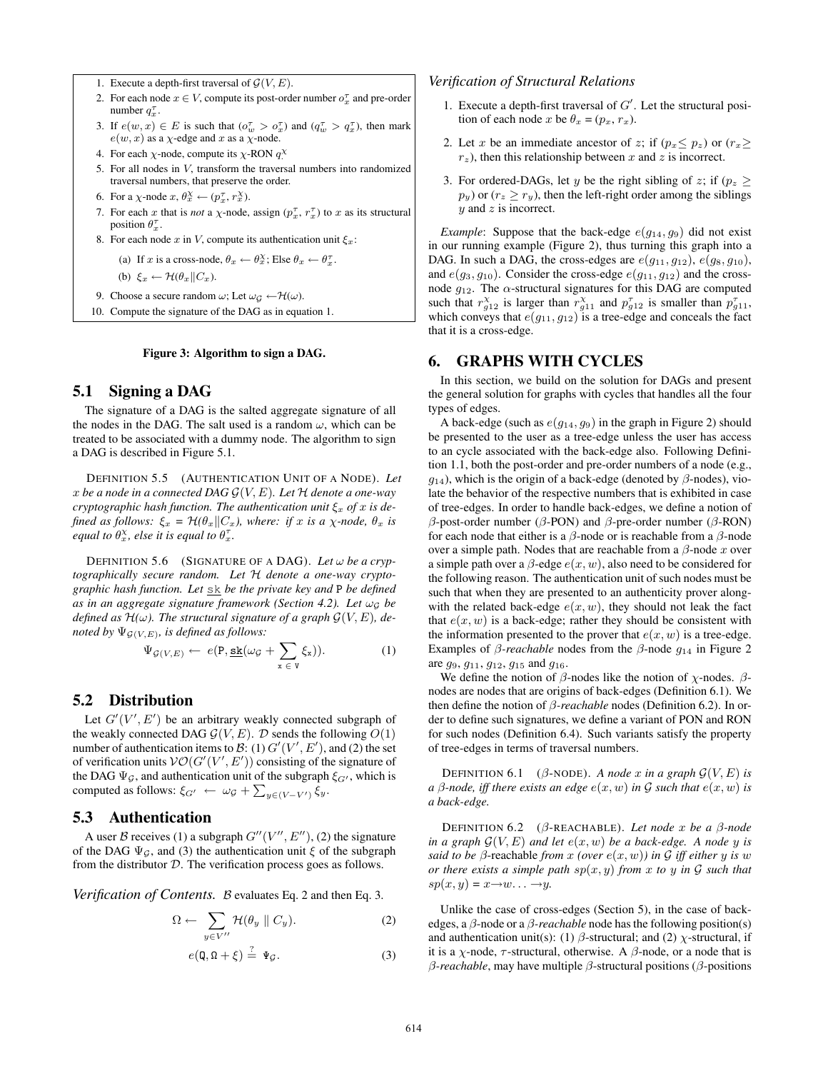1. Execute a depth-first traversal of $\mathcal{G}(V, E)$.
2. For each node $x \in V$, compute its post-order number $o^{\tau}_x$ and pre-order number $q^{\tau}_x$.
3. If $e(w, x) \in E$ is such that $(o^{\tau}_w > o^{\tau}_x)$ and $(q^{\tau}_w > q^{\tau}_x)$, then mark $e(w, x)$ as a $\chi$-edge and $x$ as a $\chi$-node.
4. For each $\chi$-node, compute its $\chi$-RON $q^{\chi}_x$
5. For all nodes in $V$, transform the traversal numbers into randomized traversal numbers, that preserve the order.
6. For a $\chi$-node $x$, $\theta^{\chi}_x \leftarrow (p^{\tau}_x, r^{\chi}_x)$.
7. For each $x$ that is *not* a $\chi$-node, assign $(p^{\tau}_x, r^{\tau}_x)$ to $x$ as its structural position $\theta^{\tau}_x$.
8. For each node $x$ in $V$, compute its authentication unit $\xi_x$:
   (a) If $x$ is a cross-node, $\theta_x \leftarrow \theta^{\chi}_x$; Else $\theta_x \leftarrow \theta^{\tau}_x$.
   (b) $\xi_x \leftarrow \mathcal{H}(\theta_x \| C_x)$.
9. Choose a secure random $\omega$; Let $\omega_{\mathcal{G}} \leftarrow \mathcal{H}(\omega)$.
10. Compute the signature of the DAG as in equation 1.

**Figure 3: Algorithm to sign a DAG.**

## 5.1 Signing a DAG

The signature of a DAG is the salted aggregate signature of all the nodes in the DAG. The salt used is a random $\omega$, which can be treated to be associated with a dummy node. The algorithm to sign a DAG is described in Figure 5.1.

DEFINITION 5.5 (AUTHENTICATION UNIT OF A NODE). *Let $x$ be a node in a connected DAG $\mathcal{G}(V, E)$. Let $\mathcal{H}$ denote a one-way cryptographic hash function. The authentication unit $\xi_x$ of $x$ is defined as follows: $\xi_x = \mathcal{H}(\theta_x \| C_x)$, where: if $x$ is a $\chi$-node, $\theta_x$ is equal to $\theta^{\chi}_x$, else it is equal to $\theta^{\tau}_x$.*

DEFINITION 5.6 (SIGNATURE OF A DAG). *Let $\omega$ be a cryptographically secure random. Let $\mathcal{H}$ denote a one-way cryptographic hash function. Let $\underline{\mathtt{sk}}$ be the private key and $\mathtt{P}$ be defined as in an aggregate signature framework (Section 4.2). Let $\omega_{\mathcal{G}}$ be defined as $\mathcal{H}(\omega)$. The structural signature of a graph $\mathcal{G}(V, E)$, denoted by $\Psi_{\mathcal{G}(V,E)}$, is defined as follows:*

$$\Psi_{\mathcal{G}(V,E)} \leftarrow e(\mathtt{P}, \underline{\mathtt{sk}}(\omega_{\mathcal{G}} + \sum_{\mathtt{x} \in \mathtt{V}} \xi_{\mathtt{x}})). \quad (1)$$

## 5.2 Distribution

Let $G'(V', E')$ be an arbitrary weakly connected subgraph of the weakly connected DAG $\mathcal{G}(V, E)$. $\mathcal{D}$ sends the following $O(1)$ number of authentication items to $\mathcal{B}$: (1) $G'(V', E')$, and (2) the set of verification units $\mathcal{VO}(G'(V', E'))$ consisting of the signature of the DAG $\Psi_{\mathcal{G}}$, and authentication unit of the subgraph $\xi_{G'}$, which is computed as follows: $\xi_{G'} \leftarrow \omega_{\mathcal{G}} + \sum_{y \in (V - V')} \xi_y$.

## 5.3 Authentication

A user $\mathcal{B}$ receives (1) a subgraph $G''(V'', E'')$, (2) the signature of the DAG $\Psi_{\mathcal{G}}$, and (3) the authentication unit $\xi$ of the subgraph from the distributor $\mathcal{D}$. The verification process goes as follows.

*Verification of Contents.* $\mathcal{B}$ evaluates Eq. 2 and then Eq. 3.

$$\Omega \leftarrow \sum_{y \in V''} \mathcal{H}(\theta_y \parallel C_y). \quad (2)$$

$$e(\mathtt{Q}, \Omega + \xi) \stackrel{?}{=} \Psi_{\mathcal{G}}. \quad (3)$$

*Verification of Structural Relations*

1. Execute a depth-first traversal of $G'$. Let the structural position of each node $x$ be $\theta_x = (p_x, r_x)$.
2. Let $x$ be an immediate ancestor of $z$; if $(p_x \leq p_z)$ or $(r_x \geq r_z)$, then this relationship between $x$ and $z$ is incorrect.
3. For ordered-DAGs, let $y$ be the right sibling of $z$; if $(p_z \geq p_y)$ or $(r_z \geq r_y)$, then the left-right order among the siblings $y$ and $z$ is incorrect.

*Example*: Suppose that the back-edge $e(g_{14}, g_9)$ did not exist in our running example (Figure 2), thus turning this graph into a DAG. In such a DAG, the cross-edges are $e(g_{11}, g_{12})$, $e(g_8, g_{10})$, and $e(g_3, g_{10})$. Consider the cross-edge $e(g_{11}, g_{12})$ and the cross-node $g_{12}$. The $\alpha$-structural signatures for this DAG are computed such that $r^{\chi}_{g12}$ is larger than $r^{\chi}_{g11}$ and $p^{\tau}_{g12}$ is smaller than $p^{\tau}_{g11}$, which conveys that $e(g_{11}, g_{12})$ is a tree-edge and conceals the fact that it is a cross-edge.

# 6. GRAPHS WITH CYCLES

In this section, we build on the solution for DAGs and present the general solution for graphs with cycles that handles all the four types of edges.

A back-edge (such as $e(g_{14}, g_9)$ in the graph in Figure 2) should be presented to the user as a tree-edge unless the user has access to an cycle associated with the back-edge also. Following Definition 1.1, both the post-order and pre-order numbers of a node (e.g., $g_{14}$), which is the origin of a back-edge (denoted by $\beta$-nodes), violate the behavior of the respective numbers that is exhibited in case of tree-edges. In order to handle back-edges, we define a notion of $\beta$-post-order number ($\beta$-PON) and $\beta$-pre-order number ($\beta$-RON) for each node that either is a $\beta$-node or is reachable from a $\beta$-node over a simple path. Nodes that are reachable from a $\beta$-node $x$ over a simple path over a $\beta$-edge $e(x, w)$, also need to be considered for the following reason. The authentication unit of such nodes must be such that when they are presented to an authenticity prover along-with the related back-edge $e(x, w)$, they should not leak the fact that $e(x, w)$ is a back-edge; rather they should be consistent with the information presented to the prover that $e(x, w)$ is a tree-edge. Examples of $\beta$-*reachable* nodes from the $\beta$-node $g_{14}$ in Figure 2 are $g_9$, $g_{11}$, $g_{12}$, $g_{15}$ and $g_{16}$.

We define the notion of $\beta$-nodes like the notion of $\chi$-nodes. $\beta$-nodes are nodes that are origins of back-edges (Definition 6.1). We then define the notion of $\beta$-*reachable* nodes (Definition 6.2). In order to define such signatures, we define a variant of PON and RON for such nodes (Definition 6.4). Such variants satisfy the property of tree-edges in terms of traversal numbers.

DEFINITION 6.1 ($\beta$-NODE). *A node $x$ in a graph $\mathcal{G}(V, E)$ is a $\beta$-node, iff there exists an edge $e(x, w)$ in $\mathcal{G}$ such that $e(x, w)$ is a back-edge.*

DEFINITION 6.2 ($\beta$-REACHABLE). *Let node $x$ be a $\beta$-node in a graph $\mathcal{G}(V, E)$ and let $e(x, w)$ be a back-edge. A node $y$ is said to be $\beta$-reachable from $x$ (over $e(x, w)$) in $\mathcal{G}$ iff either $y$ is $w$ or there exists a simple path $sp(x, y)$ from $x$ to $y$ in $\mathcal{G}$ such that $sp(x, y) = x \rightarrow w \ldots \rightarrow y$.*

Unlike the case of cross-edges (Section 5), in the case of back-edges, a $\beta$-node or a $\beta$-*reachable* node has the following position(s) and authentication unit(s): (1) $\beta$-structural; and (2) $\chi$-structural, if it is a $\chi$-node, $\tau$-structural, otherwise. A $\beta$-node, or a node that is $\beta$-*reachable*, may have multiple $\beta$-structural positions ($\beta$-positions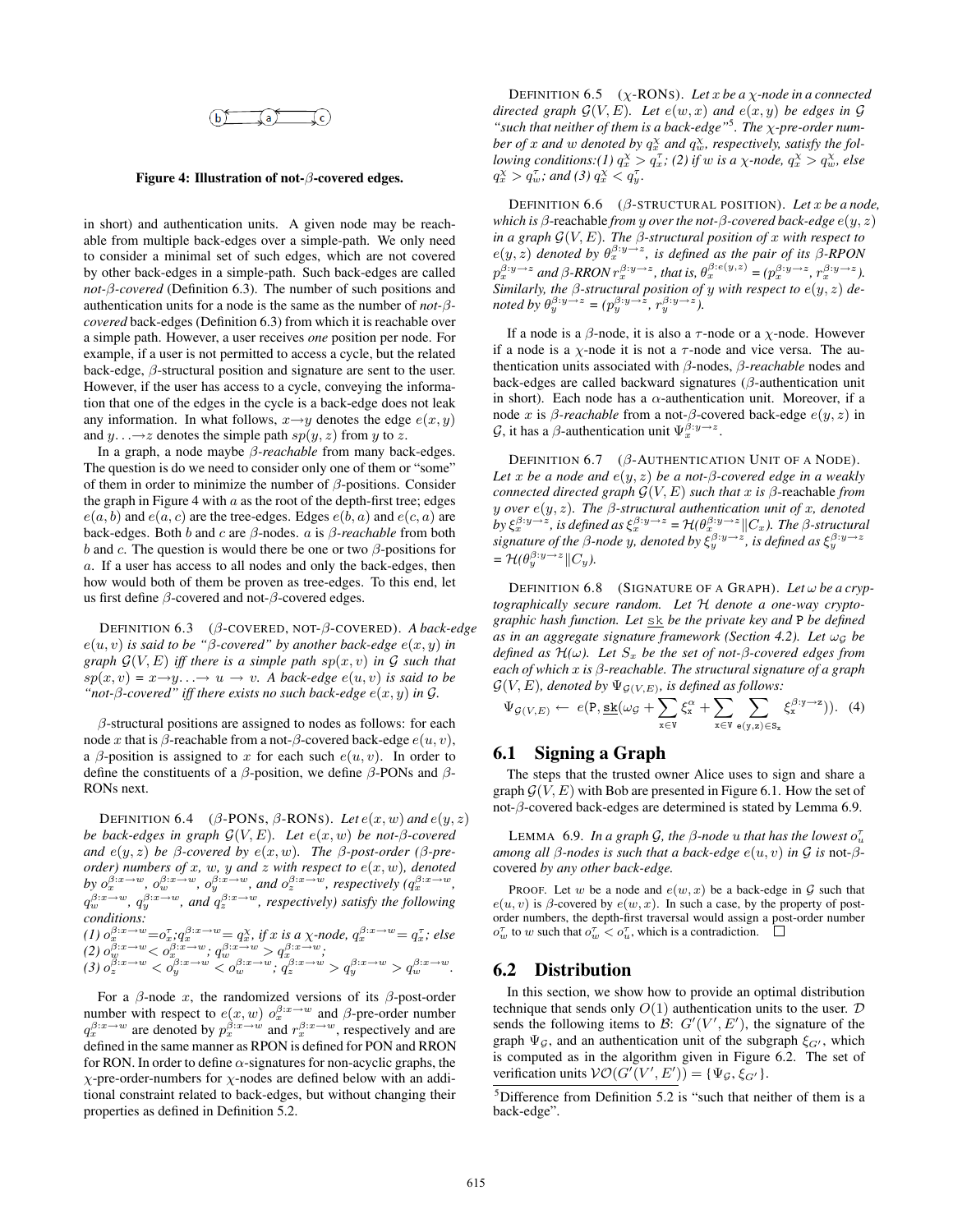Figure 4: Illustration of not-$\beta$-covered edges.

in short) and authentication units. A given node may be reachable from multiple back-edges over a simple-path. We only need to consider a minimal set of such edges, which are not covered by other back-edges in a simple-path. Such back-edges are called *not-$\beta$-covered* (Definition 6.3). The number of such positions and authentication units for a node is the same as the number of *not-$\beta$-covered* back-edges (Definition 6.3) from which it is reachable over a simple path. However, a user receives *one* position per node. For example, if a user is not permitted to access a cycle, but the related back-edge, $\beta$-structural position and signature are sent to the user. However, if the user has access to a cycle, conveying the information that one of the edges in the cycle is a back-edge does not leak any information. In what follows, $x \rightarrow y$ denotes the edge $e(x, y)$ and $y \ldots \rightarrow z$ denotes the simple path $sp(y, z)$ from $y$ to $z$.

In a graph, a node maybe *$\beta$-reachable* from many back-edges. The question is do we need to consider only one of them or "some" of them in order to minimize the number of $\beta$-positions. Consider the graph in Figure 4 with $a$ as the root of the depth-first tree; edges $e(a, b)$ and $e(a, c)$ are the tree-edges. Edges $e(b, a)$ and $e(c, a)$ are back-edges. Both $b$ and $c$ are $\beta$-nodes. $a$ is *$\beta$-reachable* from both $b$ and $c$. The question is would there be one or two $\beta$-positions for $a$. If a user has access to all nodes and only the back-edges, then how would both of them be proven as tree-edges. To this end, let us first define $\beta$-covered and not-$\beta$-covered edges.

DEFINITION 6.3 ($\beta$-COVERED, NOT-$\beta$-COVERED). *A back-edge $e(u, v)$ is said to be "$\beta$-covered" by another back-edge $e(x, y)$ in graph $\mathcal{G}(V, E)$ iff there is a simple path $sp(x, v)$ in $\mathcal{G}$ such that $sp(x, v) = x \rightarrow y \ldots \rightarrow u \rightarrow v$. A back-edge $e(u, v)$ is said to be "not-$\beta$-covered" iff there exists no such back-edge $e(x, y)$ in $\mathcal{G}$.*

$\beta$-structural positions are assigned to nodes as follows: for each node $x$ that is $\beta$-reachable from a not-$\beta$-covered back-edge $e(u, v)$, a $\beta$-position is assigned to $x$ for each such $e(u, v)$. In order to define the constituents of a $\beta$-position, we define $\beta$-PONs and $\beta$-RONs next.

DEFINITION 6.4 ($\beta$-PONS, $\beta$-RONS). *Let $e(x, w)$ and $e(y, z)$ be back-edges in graph $\mathcal{G}(V, E)$. Let $e(x, w)$ be not-$\beta$-covered and $e(y, z)$ be $\beta$-covered by $e(x, w)$. The $\beta$-post-order ($\beta$-pre-order) numbers of $x$, $w$, $y$ and $z$ with respect to $e(x, w)$, denoted by $o_x^{\beta:x\rightarrow w}$, $o_w^{\beta:x\rightarrow w}$, $o_y^{\beta:x\rightarrow w}$, and $o_z^{\beta:x\rightarrow w}$, respectively ($q_x^{\beta:x\rightarrow w}$, $q_w^{\beta:x\rightarrow w}$, $q_y^{\beta:x\rightarrow w}$, and $q_z^{\beta:x\rightarrow w}$, respectively) satisfy the following conditions:*
*(1) $o_x^{\beta:x\rightarrow w} = o_x^{\tau}$; $q_x^{\beta:x\rightarrow w} = q_x^{\chi}$, if $x$ is a $\chi$-node, $q_x^{\beta:x\rightarrow w} = q_x^{\tau}$; else*
*(2) $o_w^{\beta:x\rightarrow w} < o_x^{\beta:x\rightarrow w}$; $q_w^{\beta:x\rightarrow w} > q_x^{\beta:x\rightarrow w}$;*
*(3) $o_z^{\beta:x\rightarrow w} < o_y^{\beta:x\rightarrow w} < o_w^{\beta:x\rightarrow w}$; $q_z^{\beta:x\rightarrow w} > q_y^{\beta:x\rightarrow w} > q_w^{\beta:x\rightarrow w}$.*

For a $\beta$-node $x$, the randomized versions of its $\beta$-post-order number with respect to $e(x, w)$ $o_x^{\beta:x\rightarrow w}$ and $\beta$-pre-order number $q_x^{\beta:x\rightarrow w}$ are denoted by $p_x^{\beta:x\rightarrow w}$ and $r_x^{\beta:x\rightarrow w}$, respectively and are defined in the same manner as RPON is defined for PON and RRON for RON. In order to define $\alpha$-signatures for non-acyclic graphs, the $\chi$-pre-order-numbers for $\chi$-nodes are defined below with an additional constraint related to back-edges, but without changing their properties as defined in Definition 5.2.

DEFINITION 6.5 ($\chi$-RONS). *Let $x$ be a $\chi$-node in a connected directed graph $\mathcal{G}(V, E)$. Let $e(w, x)$ and $e(x, y)$ be edges in $\mathcal{G}$ "such that neither of them is a back-edge"[5]. The $\chi$-pre-order number of $x$ and $w$ denoted by $q_x^{\chi}$ and $q_w^{\chi}$, respectively, satisfy the following conditions:(1) $q_x^{\chi} > q_x^{\tau}$; (2) if $w$ is a $\chi$-node, $q_x^{\chi} > q_w^{\chi}$, else $q_x^{\chi} > q_w^{\tau}$; and (3) $q_x^{\chi} < q_y^{\tau}$.*

DEFINITION 6.6 ($\beta$-STRUCTURAL POSITION). *Let $x$ be a node, which is $\beta$-reachable from $y$ over the not-$\beta$-covered back-edge $e(y, z)$ in a graph $\mathcal{G}(V, E)$. The $\beta$-structural position of $x$ with respect to $e(y, z)$ denoted by $\theta_x^{\beta:y\rightarrow z}$, is defined as the pair of its $\beta$-RPON $p_x^{\beta:y\rightarrow z}$ and $\beta$-RRON $r_x^{\beta:y\rightarrow z}$, that is, $\theta_x^{\beta:e(y,z)} = (p_x^{\beta:y\rightarrow z}, r_x^{\beta:y\rightarrow z})$. Similarly, the $\beta$-structural position of $y$ with respect to $e(y, z)$ denoted by $\theta_y^{\beta:y\rightarrow z} = (p_y^{\beta:y\rightarrow z}, r_y^{\beta:y\rightarrow z})$.*

If a node is a $\beta$-node, it is also a $\tau$-node or a $\chi$-node. However if a node is a $\chi$-node it is not a $\tau$-node and vice versa. The authentication units associated with $\beta$-nodes, *$\beta$-reachable* nodes and back-edges are called backward signatures ($\beta$-authentication unit in short). Each node has a $\alpha$-authentication unit. Moreover, if a node $x$ is *$\beta$-reachable* from a not-$\beta$-covered back-edge $e(y, z)$ in $\mathcal{G}$, it has a $\beta$-authentication unit $\Psi_x^{\beta:y\rightarrow z}$.

DEFINITION 6.7 ($\beta$-AUTHENTICATION UNIT OF A NODE). *Let $x$ be a node and $e(y, z)$ be a not-$\beta$-covered edge in a weakly connected directed graph $\mathcal{G}(V, E)$ such that $x$ is $\beta$-reachable from $y$ over $e(y, z)$. The $\beta$-structural authentication unit of $x$, denoted by $\xi_x^{\beta:y\rightarrow z}$, is defined as $\xi_x^{\beta:y\rightarrow z} = \mathcal{H}(\theta_x^{\beta:y\rightarrow z} \| C_x)$. The $\beta$-structural signature of the $\beta$-node $y$, denoted by $\xi_y^{\beta:y\rightarrow z}$, is defined as $\xi_y^{\beta:y\rightarrow z} = \mathcal{H}(\theta_y^{\beta:y\rightarrow z} \| C_y)$.*

DEFINITION 6.8 (SIGNATURE OF A GRAPH). *Let $\omega$ be a cryptographically secure random. Let $\mathcal{H}$ denote a one-way cryptographic hash function. Let $\underline{\mathtt{sk}}$ be the private key and $\mathtt{P}$ be defined as in an aggregate signature framework (Section 4.2). Let $\omega_{\mathcal{G}}$ be defined as $\mathcal{H}(\omega)$. Let $S_x$ be the set of not-$\beta$-covered edges from each of which $x$ is $\beta$-reachable. The structural signature of a graph $\mathcal{G}(V, E)$, denoted by $\Psi_{\mathcal{G}(V,E)}$, is defined as follows:*

$$\Psi_{\mathcal{G}(V,E)} \leftarrow e(\mathtt{P}, \underline{\mathtt{sk}}(\omega_{\mathcal{G}} + \sum_{\mathtt{x} \in \mathtt{V}} \xi_{\mathtt{x}}^{\alpha} + \sum_{\mathtt{x} \in \mathtt{V}} \sum_{\mathtt{e(y,z)} \in \mathtt{S_x}} \xi_{\mathtt{x}}^{\beta:\mathtt{y}\rightarrow\mathtt{z}})). \quad (4)$$

## 6.1 Signing a Graph

The steps that the trusted owner Alice uses to sign and share a graph $\mathcal{G}(V, E)$ with Bob are presented in Figure 6.1. How the set of not-$\beta$-covered back-edges are determined is stated by Lemma 6.9.

LEMMA 6.9. *In a graph $\mathcal{G}$, the $\beta$-node $u$ that has the lowest $o_u^{\tau}$ among all $\beta$-nodes is such that a back-edge $e(u, v)$ in $\mathcal{G}$ is not-$\beta$-covered by any other back-edge.*

PROOF. Let $w$ be a node and $e(w, x)$ be a back-edge in $\mathcal{G}$ such that $e(u, v)$ is $\beta$-covered by $e(w, x)$. In such a case, by the property of post-order numbers, the depth-first traversal would assign a post-order number $o_w^{\tau}$ to $w$ such that $o_w^{\tau} < o_u^{\tau}$, which is a contradiction. $\square$

## 6.2 Distribution

In this section, we show how to provide an optimal distribution technique that sends only $O(1)$ authentication units to the user. $\mathcal{D}$ sends the following items to $\mathcal{B}$: $G'(V', E')$, the signature of the graph $\Psi_{\mathcal{G}}$, and an authentication unit of the subgraph $\xi_{G'}$, which is computed as in the algorithm given in Figure 6.2. The set of verification units $\mathcal{VO}(G'(V', E')) = \{\Psi_{\mathcal{G}}, \xi_{G'}\}$.

[5] Difference from Definition 5.2 is "such that neither of them is a back-edge".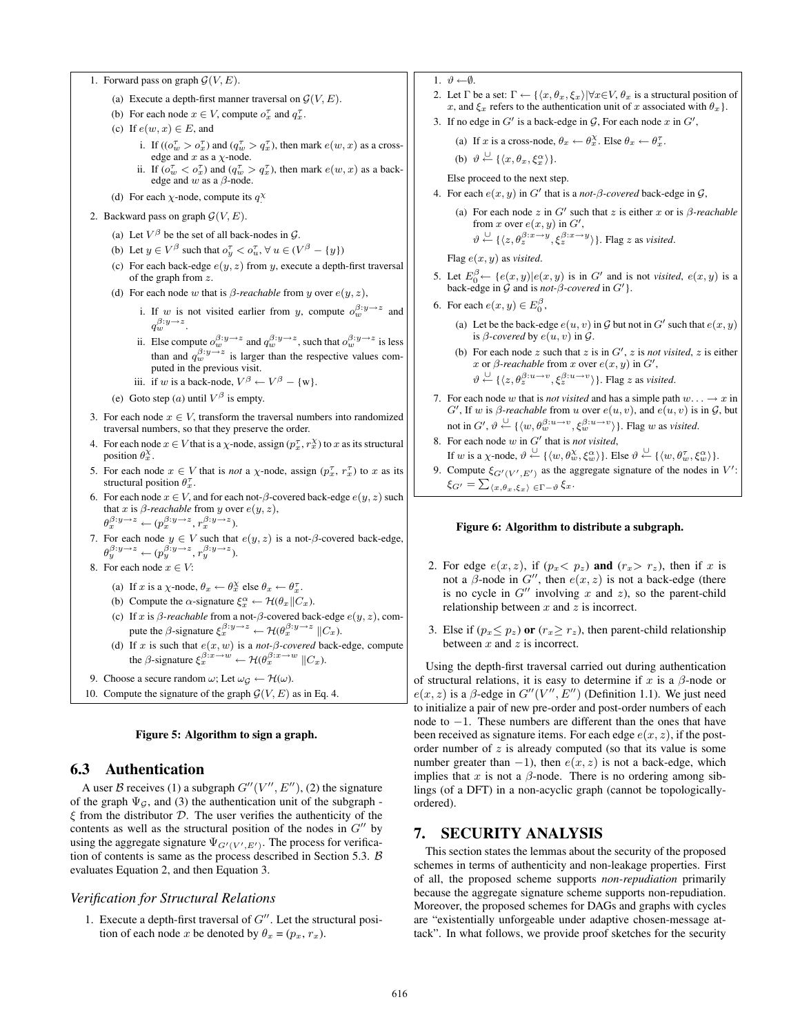1. Forward pass on graph $\mathcal{G}(V, E)$.

   (a) Execute a depth-first manner traversal on $\mathcal{G}(V, E)$.

   (b) For each node $x \in V$, compute $o_x^\tau$ and $q_x^\tau$.

   (c) If $e(w, x) \in E$, and

   i. If $((o_w^\tau > o_x^\tau)$ and $(q_w^\tau > q_x^\tau)$, then mark $e(w, x)$ as a cross-edge and $x$ as a $\chi$-node.

   ii. If $(o_w^\tau < o_x^\tau)$ and $(q_w^\tau > q_x^\tau)$, then mark $e(w, x)$ as a back-edge and $w$ as a $\beta$-node.

   (d) For each $\chi$-node, compute its $q_\cdot^\chi$

2. Backward pass on graph $\mathcal{G}(V, E)$.

   (a) Let $V^\beta$ be the set of all back-nodes in $\mathcal{G}$.

   (b) Let $y \in V^\beta$ such that $o_y^\tau < o_u^\tau, \forall\, u \in (V^\beta - \{y\})$

   (c) For each back-edge $e(y, z)$ from $y$, execute a depth-first traversal of the graph from $z$.

   (d) For each node $w$ that is *$\beta$-reachable* from $y$ over $e(y, z)$,

   i. If $w$ is not visited earlier from $y$, compute $o_w^{\beta:y\to z}$ and $q_w^{\beta:y\to z}$.

   ii. Else compute $o_w^{\beta:y\to z}$ and $q_w^{\beta:y\to z}$, such that $o_w^{\beta:y\to z}$ is less than and $q_w^{\beta:y\to z}$ is larger than the respective values computed in the previous visit.

   iii. if $w$ is a back-node, $V^\beta \leftarrow V^\beta - \{\text{w}\}$.

   (e) Goto step $(a)$ until $V^\beta$ is empty.

3. For each node $x \in V$, transform the traversal numbers into randomized traversal numbers, so that they preserve the order.

4. For each node $x \in V$ that is a $\chi$-node, assign $(p_x^\tau, r_x^\chi)$ to $x$ as its structural position $\theta_x^\chi$.

5. For each node $x \in V$ that is *not* a $\chi$-node, assign $(p_x^\tau, r_x^\tau)$ to $x$ as its structural position $\theta_x^\tau$.

6. For each node $x \in V$, and for each not-$\beta$-covered back-edge $e(y, z)$ such that $x$ is *$\beta$-reachable* from $y$ over $e(y, z)$, $\theta_x^{\beta:y\to z} \leftarrow (p_x^{\beta:y\to z}, r_x^{\beta:y\to z})$.

7. For each node $y \in V$ such that $e(y, z)$ is a not-$\beta$-covered back-edge, $\theta_y^{\beta:y\to z} \leftarrow (p_y^{\beta:y\to z}, r_y^{\beta:y\to z})$.

8. For each node $x \in V$:

   (a) If $x$ is a $\chi$-node, $\theta_x \leftarrow \theta_x^\chi$ else $\theta_x \leftarrow \theta_x^\tau$.

   (b) Compute the $\alpha$-signature $\xi_x^\alpha \leftarrow \mathcal{H}(\theta_x \| C_x)$.

   (c) If $x$ is *$\beta$-reachable* from a not-$\beta$-covered back-edge $e(y, z)$, compute the $\beta$-signature $\xi_x^{\beta:y\to z} \leftarrow \mathcal{H}(\theta_x^{\beta:y\to z} \| C_x)$.

   (d) If $x$ is such that $e(x, w)$ is a *not-$\beta$-covered* back-edge, compute the $\beta$-signature $\xi_x^{\beta:x\to w} \leftarrow \mathcal{H}(\theta_x^{\beta:x\to w} \| C_x)$.

9. Choose a secure random $\omega$; Let $\omega_\mathcal{G} \leftarrow \mathcal{H}(\omega)$.

10. Compute the signature of the graph $\mathcal{G}(V, E)$ as in Eq. 4.

**Figure 5: Algorithm to sign a graph.**

1. $\vartheta \leftarrow \emptyset$.

2. Let $\Gamma$ be a set: $\Gamma \leftarrow \{\langle x, \theta_x, \xi_x\rangle | \forall x \in V, \theta_x$ is a structural position of $x$, and $\xi_x$ refers to the authentication unit of $x$ associated with $\theta_x\}$.

3. If no edge in $G'$ is a back-edge in $\mathcal{G}$, For each node $x$ in $G'$,

   (a) If $x$ is a cross-node, $\theta_x \leftarrow \theta_x^\chi$. Else $\theta_x \leftarrow \theta_x^\tau$.

   (b) $\vartheta \xleftarrow{\cup} \{\langle x, \theta_x, \xi_x^\alpha\rangle\}$.

   Else proceed to the next step.

4. For each $e(x, y)$ in $G'$ that is a *not-$\beta$-covered* back-edge in $\mathcal{G}$,

   (a) For each node $z$ in $G'$ such that $z$ is either $x$ or is *$\beta$-reachable* from $x$ over $e(x, y)$ in $G'$, $\vartheta \xleftarrow{\cup} \{\langle z, \theta_z^{\beta:x\to y}, \xi_z^{\beta:x\to y}\rangle\}$. Flag $z$ as *visited*.

   Flag $e(x, y)$ as *visited*.

5. Let $E_0^\beta \leftarrow \{e(x, y) | e(x, y)$ is in $G'$ and is not *visited*, $e(x, y)$ is a back-edge in $\mathcal{G}$ and is *not-$\beta$-covered* in $G'\}$.

6. For each $e(x, y) \in E_0^\beta$,

   (a) Let be the back-edge $e(u, v)$ in $\mathcal{G}$ but not in $G'$ such that $e(x, y)$ is *$\beta$-covered* by $e(u, v)$ in $\mathcal{G}$.

   (b) For each node $z$ such that $z$ is in $G'$, $z$ is *not visited*, $z$ is either $x$ or *$\beta$-reachable* from $x$ over $e(x, y)$ in $G'$, $\vartheta \xleftarrow{\cup} \{\langle z, \theta_z^{\beta:u\to v}, \xi_z^{\beta:u\to v}\rangle\}$. Flag $z$ as *visited*.

7. For each node $w$ that is *not visited* and has a simple path $w \ldots \to x$ in $G'$, If $w$ is *$\beta$-reachable* from $u$ over $e(u, v)$, and $e(u, v)$ is in $\mathcal{G}$, but not in $G'$, $\vartheta \xleftarrow{\cup} \{\langle w, \theta_w^{\beta:u\to v}, \xi_w^{\beta:u\to v}\rangle\}$. Flag $w$ as *visited*.

8. For each node $w$ in $G'$ that is *not visited*, If $w$ is a $\chi$-node, $\vartheta \xleftarrow{\cup} \{\langle w, \theta_w^\chi, \xi_w^\alpha\rangle\}$. Else $\vartheta \xleftarrow{\cup} \{\langle w, \theta_w^\tau, \xi_w^\alpha\rangle\}$.

9. Compute $\xi_{G'(V',E')}$ as the aggregate signature of the nodes in $V'$: $\xi_{G'} = \sum_{\langle x, \theta_x, \xi_x\rangle \in \Gamma - \vartheta} \xi_x$.

**Figure 6: Algorithm to distribute a subgraph.**

## 6.3 Authentication

A user $\mathcal{B}$ receives (1) a subgraph $G''(V'', E'')$, (2) the signature of the graph $\Psi_\mathcal{G}$, and (3) the authentication unit of the subgraph - $\xi$ from the distributor $\mathcal{D}$. The user verifies the authenticity of the contents as well as the structural position of the nodes in $G''$ by using the aggregate signature $\Psi_{G'(V',E')}$. The process for verification of contents is same as the process described in Section 5.3. $\mathcal{B}$ evaluates Equation 2, and then Equation 3.

### *Verification for Structural Relations*

1. Execute a depth-first traversal of $G''$. Let the structural position of each node $x$ be denoted by $\theta_x = (p_x, r_x)$.

2. For edge $e(x, z)$, if $(p_x < p_z)$ **and** $(r_x > r_z)$, then if $x$ is not a $\beta$-node in $G''$, then $e(x, z)$ is not a back-edge (there is no cycle in $G''$ involving $x$ and $z$), so the parent-child relationship between $x$ and $z$ is incorrect.

3. Else if $(p_x \leq p_z)$ **or** $(r_x \geq r_z)$, then parent-child relationship between $x$ and $z$ is incorrect.

Using the depth-first traversal carried out during authentication of structural relations, it is easy to determine if $x$ is a $\beta$-node or $e(x, z)$ is a $\beta$-edge in $G''(V'', E'')$ (Definition 1.1). We just need to initialize a pair of new pre-order and post-order numbers of each node to $-1$. These numbers are different than the ones that have been received as signature items. For each edge $e(x, z)$, if the post-order number of $z$ is already computed (so that its value is some number greater than $-1$), then $e(x, z)$ is not a back-edge, which implies that $x$ is not a $\beta$-node. There is no ordering among siblings (of a DFT) in a non-acyclic graph (cannot be topologically-ordered).

## 7. SECURITY ANALYSIS

This section states the lemmas about the security of the proposed schemes in terms of authenticity and non-leakage properties. First of all, the proposed scheme supports *non-repudiation* primarily because the aggregate signature scheme supports non-repudiation. Moreover, the proposed schemes for DAGs and graphs with cycles are "existentially unforgeable under adaptive chosen-message attack". In what follows, we provide proof sketches for the security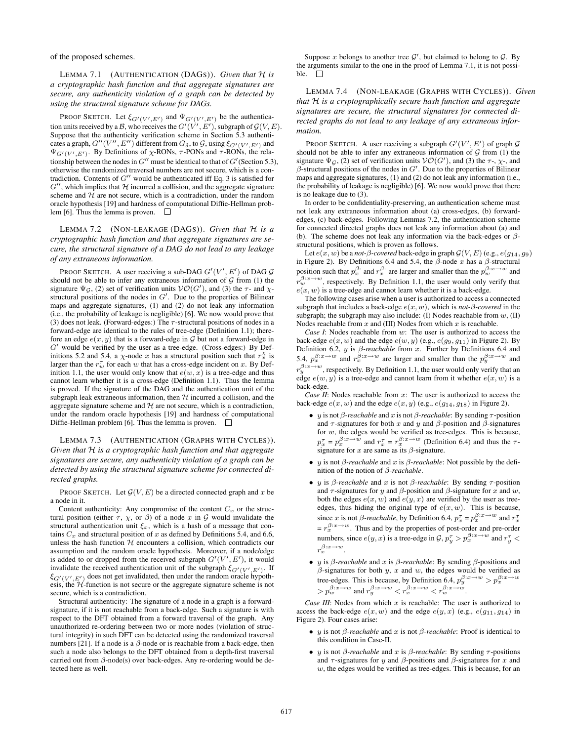of the proposed schemes.

LEMMA 7.1 (AUTHENTICATION (DAGS)). *Given that $\mathcal{H}$ is a cryptographic hash function and that aggregate signatures are secure, any authenticity violation of a graph can be detected by using the structural signature scheme for DAGs.*

PROOF SKETCH. Let $\xi_{G'(V',E')}$ and $\Psi_{G'(V',E')}$ be the authentication units received by a $\mathcal{B}$, who receives the $G'(V',E')$, subgraph of $\mathcal{G}(V,E)$. Suppose that the authenticity verification scheme in Section 5.3 authenticates a graph, $G''(V'',E'')$ different from $G_\delta$, to $\mathcal{G}$, using $\xi_{G'(V',E')}$ and $\Psi_{G'(V',E')}$. By Definitions of $\chi$-RONs, $\tau$-PONs and $\tau$-RONs, the relationship between the nodes in $G''$ must be identical to that of $G'$(Section 5.3), otherwise the randomized traversal numbers are not secure, which is a contradiction. Contents of $G''$ would be authenticated iff Eq. 3 is satisfied for $G''$, which implies that $\mathcal{H}$ incurred a collision, and the aggregate signature scheme and $\mathcal{H}$ are not secure, which is a contradiction, under the random oracle hypothesis [19] and hardness of computational Diffie-Hellman problem [6]. Thus the lemma is proven. □

LEMMA 7.2 (NON-LEAKAGE (DAGS)). *Given that $\mathcal{H}$ is a cryptographic hash function and that aggregate signatures are secure, the structural signature of a DAG do not lead to any leakage of any extraneous information.*

PROOF SKETCH. A user receiving a sub-DAG $G'(V',E')$ of DAG $\mathcal{G}$ should not be able to infer any extraneous information of $\mathcal{G}$ from (1) the signature $\Psi_{\mathcal{G}}$, (2) set of verification units $\mathcal{VO}(G')$, and (3) the $\tau$- and $\chi$-structural positions of the nodes in $G'$. Due to the properties of Bilinear maps and aggregate signatures, (1) and (2) do not leak any information (i.e., the probability of leakage is negligible) [6]. We now would prove that (3) does not leak. (Forward-edges:) The $\tau$-structural positions of nodes in a forward-edge are identical to the rules of tree-edge (Definition 1.1); therefore an edge $e(x,y)$ that is a forward-edge in $\mathcal{G}$ but not a forward-edge in $G'$ would be verified by the user as a tree-edge. (Cross-edges:) By Definitions 5.2 and 5.4, a $\chi$-node $x$ has a structural position such that $r_x^\chi$ is larger than the $r_w^\tau$ for each $w$ that has a cross-edge incident on $x$. By Definition 1.1, the user would only know that $e(w,x)$ is a tree-edge and thus cannot learn whether it is a cross-edge (Definition 1.1). Thus the lemma is proved. If the signature of the DAG and the authentication unit of the subgraph leak extraneous information, then $\mathcal{H}$ incurred a collision, and the aggregate signature scheme and $\mathcal{H}$ are not secure, which is a contradiction, under the random oracle hypothesis [19] and hardness of computational Diffie-Hellman problem [6]. Thus the lemma is proven. □

LEMMA 7.3 (AUTHENTICATION (GRAPHS WITH CYCLES)). *Given that $\mathcal{H}$ is a cryptographic hash function and that aggregate signatures are secure, any authenticity violation of a graph can be detected by using the structural signature scheme for connected directed graphs.*

PROOF SKETCH. Let $\mathcal{G}(V,E)$ be a directed connected graph and $x$ be a node in it.

Content authenticity: Any compromise of the content $C_x$ or the structural position (either $\tau$, $\chi$, or $\beta$) of a node $x$ in $\mathcal{G}$ would invalidate the structural authentication unit $\xi_x$, which is a hash of a message that contains $C_x$ and structural position of $x$ as defined by Definitions 5.4, and 6.6, unless the hash function $\mathcal{H}$ encounters a collision, which contradicts our assumption and the random oracle hypothesis. Moreover, if a node/edge is added to or dropped from the received subgraph $G'(V',E')$, it would invalidate the received authentication unit of the subgraph $\xi_{G'(V',E')}$. If $\xi_{G'(V',E')}$ does not get invalidated, then under the random oracle hypothesis, the $\mathcal{H}$-function is not secure or the aggregate signature scheme is not secure, which is a contradiction.

Structural authenticity: The signature of a node in a graph is a forward-signature, if it is not reachable from a back-edge. Such a signature is with respect to the DFT obtained from a forward traversal of the graph. Any unauthorized re-ordering between two or more nodes (violation of structural integrity) in such DFT can be detected using the randomized traversal numbers [21]. If a node is a $\beta$-node or is reachable from a back-edge, then such a node also belongs to the DFT obtained from a depth-first traversal carried out from $\beta$-node(s) over back-edges. Any re-ordering would be detected here as well.

Suppose $x$ belongs to another tree $\mathcal{G}'$, but claimed to belong to $\mathcal{G}$. By the arguments similar to the one in the proof of Lemma 7.1, it is not possible. □

LEMMA 7.4 (NON-LEAKAGE (GRAPHS WITH CYCLES)). *Given that $\mathcal{H}$ is a cryptographically secure hash function and that aggregate signatures are secure, the structural signatures for connected directed graphs do not lead to any leakage of any extraneous information.*

PROOF SKETCH. A user receiving a subgraph $G'(V',E')$ of graph $\mathcal{G}$ should not be able to infer any extraneous information of $\mathcal{G}$ from (1) the signature $\Psi_{\mathcal{G}}$, (2) set of verification units $\mathcal{VO}(G')$, and (3) the $\tau$-, $\chi$-, and $\beta$-structural positions of the nodes in $G'$. Due to the properties of Bilinear maps and aggregate signatures, (1) and (2) do not leak any information (i.e., the probability of leakage is negligible) [6]. We now would prove that there is no leakage due to (3).

In order to be confidentiality-preserving, an authentication scheme must not leak any extraneous information about (a) cross-edges, (b) forward-edges, (c) back-edges. Following Lemmas 7.2, the authentication scheme for connected directed graphs does not leak any information about (a) and (b). The scheme does not leak any information via the back-edges or $\beta$-structural positions, which is proven as follows.

Let $e(x,w)$ be a *not-$\beta$-covered* back-edge in graph $\mathcal{G}(V,E)$ (e.g., $e(g_{14},g_9)$ in Figure 2). By Definitions 6.4 and 5.4, the $\beta$-node $x$ has a $\beta$-structural position such that $p_x^{\beta:}$ and $r_x^{\beta:}$ are larger and smaller than the $p_w^{\beta:x\rightarrow w}$ and $r_w^{\beta:x\rightarrow w}$, respectively. By Definition 1.1, the user would only verify that $e(x,w)$ is a tree-edge and cannot learn whether it is a back-edge.

The following cases arise when a user is authorized to access a connected subgraph that includes a back-edge $e(x,w)$, which is *not-$\beta$-covered* in the subgraph; the subgraph may also include: (I) Nodes reachable from $w$, (II) Nodes reachable from $x$ and (III) Nodes from which $x$ is reachable.

*Case I*: Nodes reachable from $w$: The user is authorized to access the back-edge $e(x,w)$ and the edge $e(w,y)$ (e.g., $e(g_9,g_{11})$ in Figure 2). By Definition 6.2, $y$ is *$\beta$-reachable* from $x$. Further by Definitions 6.4 and 5.4, $p_x^{\beta:x\rightarrow w}$ and $r_x^{\beta:x\rightarrow w}$ are larger and smaller than the $p_y^{\beta:x\rightarrow w}$ and $r_y^{\beta:x\rightarrow w}$, respectively. By Definition 1.1, the user would only verify that an edge $e(w,y)$ is a tree-edge and cannot learn from it whether $e(x,w)$ is a back-edge.

*Case II*: Nodes reachable from $x$: The user is authorized to access the back-edge $e(x,w)$ and the edge $e(x,y)$ (e.g., $e(g_{14},g_{18})$ in Figure 2).

- $y$ is not *$\beta$-reachable* and $x$ is not *$\beta$-reachable*: By sending $\tau$-position and $\tau$-signatures for both $x$ and $y$ and $\beta$-position and $\beta$-signatures for $w$, the edges would be verified as tree-edges. This is because, $p_x^\tau = p_x^{\beta:x\rightarrow w}$ and $r_x^\tau = r_x^{\beta:x\rightarrow w}$ (Definition 6.4) and thus the $\tau$-signature for $x$ are same as its $\beta$-signature.
- $y$ is not *$\beta$-reachable* and $x$ is *$\beta$-reachable*: Not possible by the definition of the notion of *$\beta$-reachable*.
- $y$ is *$\beta$-reachable* and $x$ is not *$\beta$-reachable*: By sending $\tau$-position and $\tau$-signatures for $y$ and $\beta$-position and $\beta$-signature for $x$ and $w$, both the edges $e(x,w)$ and $e(y,x)$ are verified by the user as tree-edges, thus hiding the original type of $e(x,w)$. This is because, since $x$ is not *$\beta$-reachable*, by Definition 6.4, $p_x^\tau = p_x^{\beta:x\rightarrow w}$ and $r_x^\tau = r_x^{\beta:x\rightarrow w}$. Thus and by the properties of post-order and pre-order numbers, since $e(y,x)$ is a tree-edge in $\mathcal{G}$, $p_y^\tau > p_x^{\beta:x\rightarrow w}$ and $r_y^\tau < r_x^{\beta:x\rightarrow w}$.
- $y$ is *$\beta$-reachable* and $x$ is *$\beta$-reachable*: By sending $\beta$-positions and $\beta$-signatures for both $y$, $x$ and $w$, the edges would be verified as tree-edges. This is because, by Definition 6.4, $p_y^{\beta:x\rightarrow w} > p_x^{\beta:x\rightarrow w} > p_w^{\beta:x\rightarrow w}$ and $r_y^{\beta:x\rightarrow w} < r_x^{\beta:x\rightarrow w} < r_w^{\beta:x\rightarrow w}$.

*Case III*: Nodes from which $x$ is reachable: The user is authorized to access the back-edge $e(x,w)$ and the edge $e(y,x)$ (e.g., $e(g_{11},g_{14})$ in Figure 2). Four cases arise:

- $y$ is not *$\beta$-reachable* and $x$ is not *$\beta$-reachable*: Proof is identical to this condition in Case-II.
- $y$ is not *$\beta$-reachable* and $x$ is *$\beta$-reachable*: By sending $\tau$-positions and $\tau$-signatures for $y$ and $\beta$-positions and $\beta$-signatures for $x$ and $w$, the edges would be verified as tree-edges. This is because, for an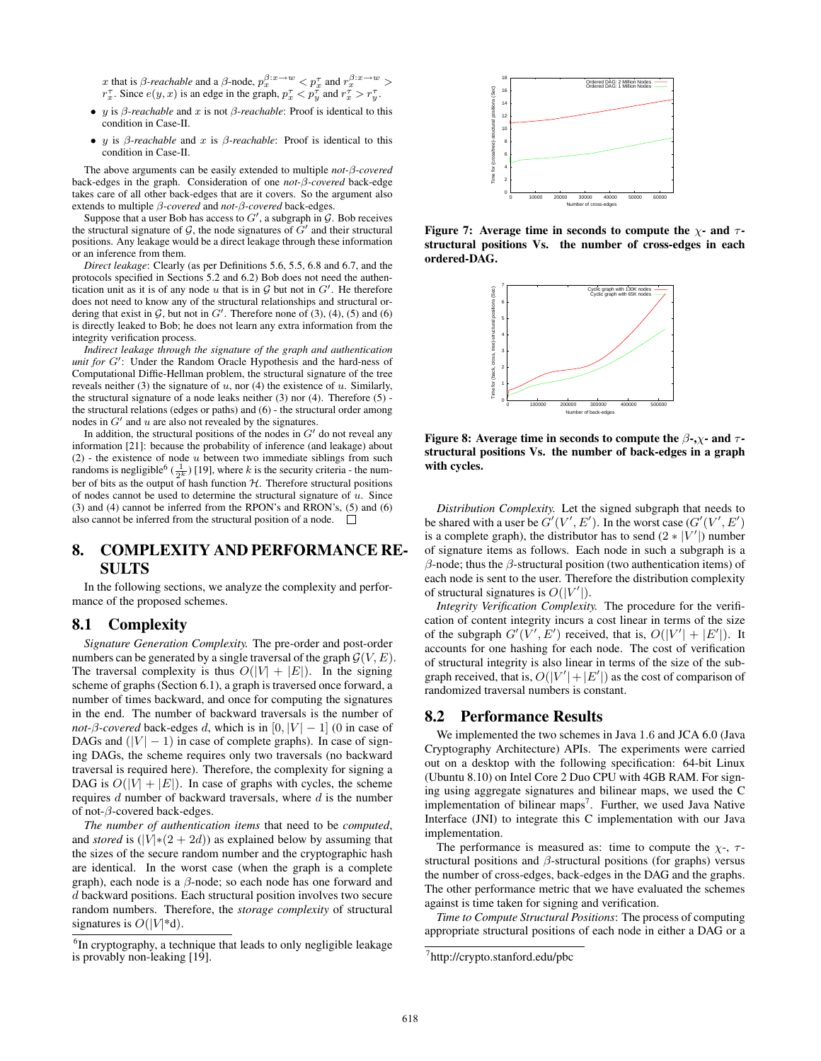$x$ that is $\beta$-*reachable* and a $\beta$-node, $p_x^{\beta:x\rightarrow w} < p_x^\tau$ and $r_x^{\beta:x\rightarrow w} > r_x^\tau$. Since $e(y,x)$ is an edge in the graph, $p_x^\tau < p_y^\tau$ and $r_x^\tau > r_y^\tau$.

- $y$ is $\beta$-*reachable* and $x$ is not $\beta$-*reachable*: Proof is identical to this condition in Case-II.
- $y$ is $\beta$-*reachable* and $x$ is $\beta$-*reachable*: Proof is identical to this condition in Case-II.

The above arguments can be easily extended to multiple *not-$\beta$-covered* back-edges in the graph. Consideration of one *not-$\beta$-covered* back-edge takes care of all other back-edges that are it covers. So the argument also extends to multiple $\beta$-*covered* and *not-$\beta$-covered* back-edges.

Suppose that a user Bob has access to $G'$, a subgraph in $\mathcal{G}$. Bob receives the structural signature of $\mathcal{G}$, the node signatures of $G'$ and their structural positions. Any leakage would be a direct leakage through these information or an inference from them.

*Direct leakage*: Clearly (as per Definitions 5.6, 5.5, 6.8 and 6.7, and the protocols specified in Sections 5.2 and 6.2) Bob does not need the authentication unit as it is of any node $u$ that is in $\mathcal{G}$ but not in $G'$. He therefore does not need to know any of the structural relationships and structural ordering that exist in $\mathcal{G}$, but not in $G'$. Therefore none of (3), (4), (5) and (6) is directly leaked to Bob; he does not learn any extra information from the integrity verification process.

*Indirect leakage through the signature of the graph and authentication unit for $G'$*: Under the Random Oracle Hypothesis and the hard-ness of Computational Diffie-Hellman problem, the structural signature of the tree reveals neither (3) the signature of $u$, nor (4) the existence of $u$. Similarly, the structural signature of a node leaks neither (3) nor (4). Therefore (5) - the structural relations (edges or paths) and (6) - the structural order among nodes in $G'$ and $u$ are also not revealed by the signatures.

In addition, the structural positions of the nodes in $G'$ do not reveal any information [21]: because the probability of inference (and leakage) about (2) - the existence of node $u$ between two immediate siblings from such randoms is negligible[6] ($\frac{1}{2^k}$) [19], where $k$ is the security criteria - the number of bits as the output of hash function $\mathcal{H}$. Therefore structural positions of nodes cannot be used to determine the structural signature of $u$. Since (3) and (4) cannot be inferred from the RPON's and RRON's, (5) and (6) also cannot be inferred from the structural position of a node. □

# 8. COMPLEXITY AND PERFORMANCE RESULTS

In the following sections, we analyze the complexity and performance of the proposed schemes.

## 8.1 Complexity

*Signature Generation Complexity.* The pre-order and post-order numbers can be generated by a single traversal of the graph $\mathcal{G}(V,E)$. The traversal complexity is thus $O(|V| + |E|)$. In the signing scheme of graphs (Section 6.1), a graph is traversed once forward, a number of times backward, and once for computing the signatures in the end. The number of backward traversals is the number of *not-$\beta$-covered* back-edges $d$, which is in $[0, |V| - 1]$ (0 in case of DAGs and $(|V| - 1)$ in case of complete graphs). In case of signing DAGs, the scheme requires only two traversals (no backward traversal is required here). Therefore, the complexity for signing a DAG is $O(|V| + |E|)$. In case of graphs with cycles, the scheme requires $d$ number of backward traversals, where $d$ is the number of not-$\beta$-covered back-edges.

*The number of authentication items* that need to be *computed*, and *stored* is $(|V| * (2 + 2d))$ as explained below by assuming that the sizes of the secure random number and the cryptographic hash are identical. In the worst case (when the graph is a complete graph), each node is a $\beta$-node; so each node has one forward and $d$ backward positions. Each structural position involves two secure random numbers. Therefore, the *storage complexity* of structural signatures is $O(|V|*\text{d})$.

[6] In cryptography, a technique that leads to only negligible leakage is provably non-leaking [19].

**Figure 7: Average time in seconds to compute the $\chi$- and $\tau$-structural positions Vs. the number of cross-edges in each ordered-DAG.**

**Figure 8: Average time in seconds to compute the $\beta$-,$\chi$- and $\tau$-structural positions Vs. the number of back-edges in a graph with cycles.**

*Distribution Complexity.* Let the signed subgraph that needs to be shared with a user be $G'(V', E')$. In the worst case ($G'(V', E')$ is a complete graph), the distributor has to send $(2 * |V'|)$ number of signature items as follows. Each node in such a subgraph is a $\beta$-node; thus the $\beta$-structural position (two authentication items) of each node is sent to the user. Therefore the distribution complexity of structural signatures is $O(|V'|)$.

*Integrity Verification Complexity.* The procedure for the verification of content integrity incurs a cost linear in terms of the size of the subgraph $G'(V', E')$ received, that is, $O(|V'| + |E'|)$. It accounts for one hashing for each node. The cost of verification of structural integrity is also linear in terms of the size of the subgraph received, that is, $O(|V'| + |E'|)$ as the cost of comparison of randomized traversal numbers is constant.

## 8.2 Performance Results

We implemented the two schemes in Java 1.6 and JCA 6.0 (Java Cryptography Architecture) APIs. The experiments were carried out on a desktop with the following specification: 64-bit Linux (Ubuntu 8.10) on Intel Core 2 Duo CPU with 4GB RAM. For signing using aggregate signatures and bilinear maps, we used the C implementation of bilinear maps[7]. Further, we used Java Native Interface (JNI) to integrate this C implementation with our Java implementation.

The performance is measured as: time to compute the $\chi$-, $\tau$-structural positions and $\beta$-structural positions (for graphs) versus the number of cross-edges, back-edges in the DAG and the graphs. The other performance metric that we have evaluated the schemes against is time taken for signing and verification.

*Time to Compute Structural Positions*: The process of computing appropriate structural positions of each node in either a DAG or a

[7] http://crypto.stanford.edu/pbc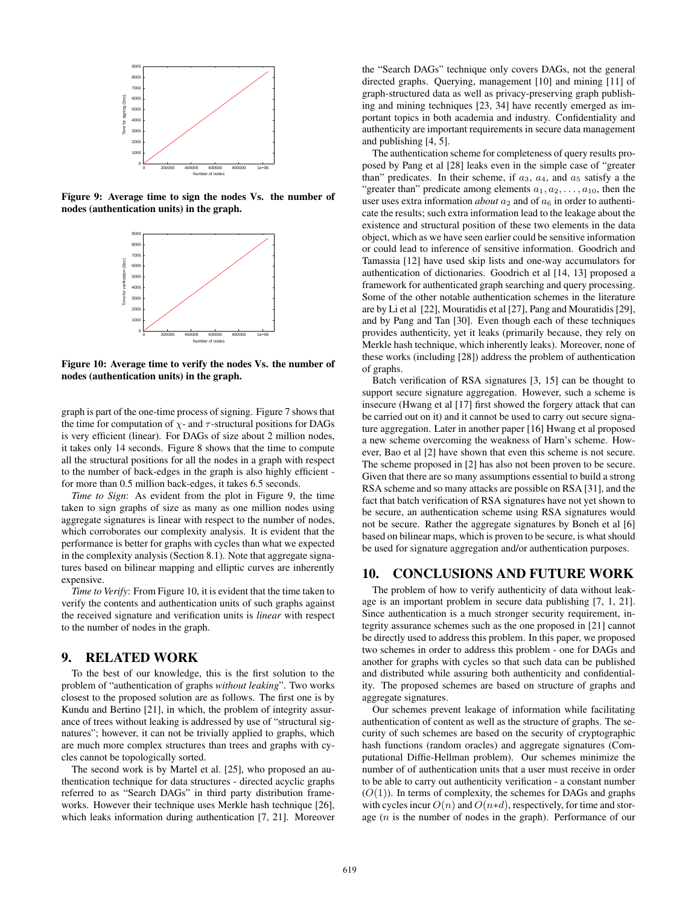Figure 9: Average time to sign the nodes Vs. the number of nodes (authentication units) in the graph.

Figure 10: Average time to verify the nodes Vs. the number of nodes (authentication units) in the graph.

graph is part of the one-time process of signing. Figure 7 shows that the time for computation of $\chi$- and $\tau$-structural positions for DAGs is very efficient (linear). For DAGs of size about 2 million nodes, it takes only 14 seconds. Figure 8 shows that the time to compute all the structural positions for all the nodes in a graph with respect to the number of back-edges in the graph is also highly efficient - for more than 0.5 million back-edges, it takes 6.5 seconds.

*Time to Sign*: As evident from the plot in Figure 9, the time taken to sign graphs of size as many as one million nodes using aggregate signatures is linear with respect to the number of nodes, which corroborates our complexity analysis. It is evident that the performance is better for graphs with cycles than what we expected in the complexity analysis (Section 8.1). Note that aggregate signatures based on bilinear mapping and elliptic curves are inherently expensive.

*Time to Verify*: From Figure 10, it is evident that the time taken to verify the contents and authentication units of such graphs against the received signature and verification units is *linear* with respect to the number of nodes in the graph.

## 9. RELATED WORK

To the best of our knowledge, this is the first solution to the problem of "authentication of graphs *without leaking*". Two works closest to the proposed solution are as follows. The first one is by Kundu and Bertino [21], in which, the problem of integrity assurance of trees without leaking is addressed by use of "structural signatures"; however, it can not be trivially applied to graphs, which are much more complex structures than trees and graphs with cycles cannot be topologically sorted.

The second work is by Martel et al. [25], who proposed an authentication technique for data structures - directed acyclic graphs referred to as "Search DAGs" in third party distribution frameworks. However their technique uses Merkle hash technique [26], which leaks information during authentication [7, 21]. Moreover the "Search DAGs" technique only covers DAGs, not the general directed graphs. Querying, management [10] and mining [11] of graph-structured data as well as privacy-preserving graph publishing and mining techniques [23, 34] have recently emerged as important topics in both academia and industry. Confidentiality and authenticity are important requirements in secure data management and publishing [4, 5].

The authentication scheme for completeness of query results proposed by Pang et al [28] leaks even in the simple case of "greater than" predicates. In their scheme, if $a_3$, $a_4$, and $a_5$ satisfy a the "greater than" predicate among elements $a_1, a_2, \ldots, a_{10}$, then the user uses extra information *about* $a_2$ and of $a_6$ in order to authenticate the results; such extra information lead to the leakage about the existence and structural position of these two elements in the data object, which as we have seen earlier could be sensitive information or could lead to inference of sensitive information. Goodrich and Tamassia [12] have used skip lists and one-way accumulators for authentication of dictionaries. Goodrich et al [14, 13] proposed a framework for authenticated graph searching and query processing. Some of the other notable authentication schemes in the literature are by Li et al [22], Mouratidis et al [27], Pang and Mouratidis [29], and by Pang and Tan [30]. Even though each of these techniques provides authenticity, yet it leaks (primarily because, they rely on Merkle hash technique, which inherently leaks). Moreover, none of these works (including [28]) address the problem of authentication of graphs.

Batch verification of RSA signatures [3, 15] can be thought to support secure signature aggregation. However, such a scheme is insecure (Hwang et al [17] first showed the forgery attack that can be carried out on it) and it cannot be used to carry out secure signature aggregation. Later in another paper [16] Hwang et al proposed a new scheme overcoming the weakness of Harn's scheme. However, Bao et al [2] have shown that even this scheme is not secure. The scheme proposed in [2] has also not been proven to be secure. Given that there are so many assumptions essential to build a strong RSA scheme and so many attacks are possible on RSA [31], and the fact that batch verification of RSA signatures have not yet shown to be secure, an authentication scheme using RSA signatures would not be secure. Rather the aggregate signatures by Boneh et al [6] based on bilinear maps, which is proven to be secure, is what should be used for signature aggregation and/or authentication purposes.

## 10. CONCLUSIONS AND FUTURE WORK

The problem of how to verify authenticity of data without leakage is an important problem in secure data publishing [7, 1, 21]. Since authentication is a much stronger security requirement, integrity assurance schemes such as the one proposed in [21] cannot be directly used to address this problem. In this paper, we proposed two schemes in order to address this problem - one for DAGs and another for graphs with cycles so that such data can be published and distributed while assuring both authenticity and confidentiality. The proposed schemes are based on structure of graphs and aggregate signatures.

Our schemes prevent leakage of information while facilitating authentication of content as well as the structure of graphs. The security of such schemes are based on the security of cryptographic hash functions (random oracles) and aggregate signatures (Computational Diffie-Hellman problem). Our schemes minimize the number of of authentication units that a user must receive in order to be able to carry out authenticity verification - a constant number ($O(1)$). In terms of complexity, the schemes for DAGs and graphs with cycles incur $O(n)$ and $O(n{*}d)$, respectively, for time and storage ($n$ is the number of nodes in the graph). Performance of our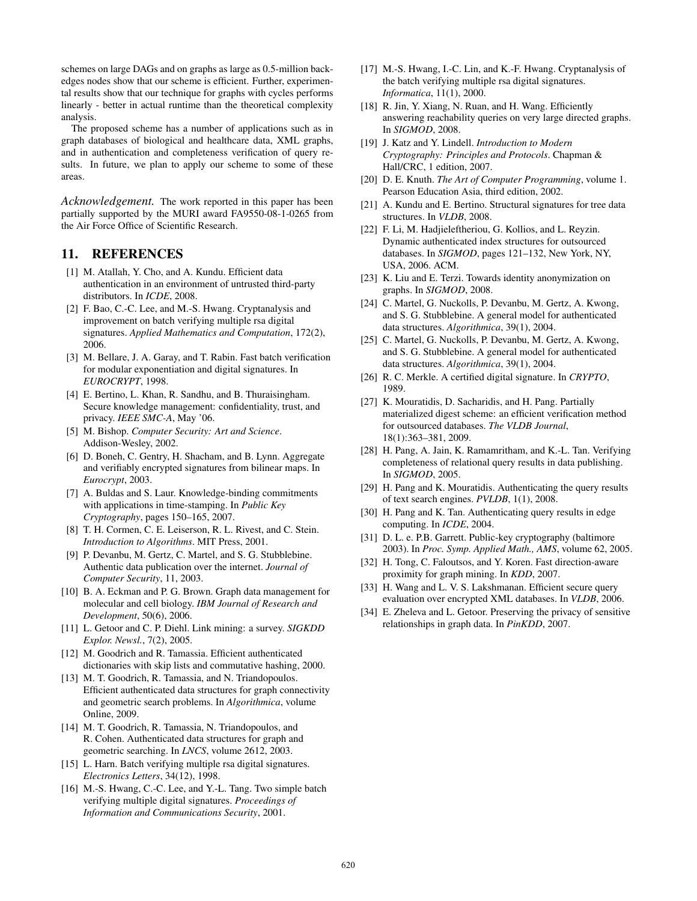schemes on large DAGs and on graphs as large as 0.5-million back-edges nodes show that our scheme is efficient. Further, experimental results show that our technique for graphs with cycles performs linearly - better in actual runtime than the theoretical complexity analysis.

The proposed scheme has a number of applications such as in graph databases of biological and healthcare data, XML graphs, and in authentication and completeness verification of query results. In future, we plan to apply our scheme to some of these areas.

*Acknowledgement.* The work reported in this paper has been partially supported by the MURI award FA9550-08-1-0265 from the Air Force Office of Scientific Research.

## 11. REFERENCES

[1] M. Atallah, Y. Cho, and A. Kundu. Efficient data authentication in an environment of untrusted third-party distributors. In *ICDE*, 2008.

[2] F. Bao, C.-C. Lee, and M.-S. Hwang. Cryptanalysis and improvement on batch verifying multiple rsa digital signatures. *Applied Mathematics and Computation*, 172(2), 2006.

[3] M. Bellare, J. A. Garay, and T. Rabin. Fast batch verification for modular exponentiation and digital signatures. In *EUROCRYPT*, 1998.

[4] E. Bertino, L. Khan, R. Sandhu, and B. Thuraisingham. Secure knowledge management: confidentiality, trust, and privacy. *IEEE SMC-A*, May '06.

[5] M. Bishop. *Computer Security: Art and Science*. Addison-Wesley, 2002.

[6] D. Boneh, C. Gentry, H. Shacham, and B. Lynn. Aggregate and verifiably encrypted signatures from bilinear maps. In *Eurocrypt*, 2003.

[7] A. Buldas and S. Laur. Knowledge-binding commitments with applications in time-stamping. In *Public Key Cryptography*, pages 150–165, 2007.

[8] T. H. Cormen, C. E. Leiserson, R. L. Rivest, and C. Stein. *Introduction to Algorithms*. MIT Press, 2001.

[9] P. Devanbu, M. Gertz, C. Martel, and S. G. Stubblebine. Authentic data publication over the internet. *Journal of Computer Security*, 11, 2003.

[10] B. A. Eckman and P. G. Brown. Graph data management for molecular and cell biology. *IBM Journal of Research and Development*, 50(6), 2006.

[11] L. Getoor and C. P. Diehl. Link mining: a survey. *SIGKDD Explor. Newsl.*, 7(2), 2005.

[12] M. Goodrich and R. Tamassia. Efficient authenticated dictionaries with skip lists and commutative hashing, 2000.

[13] M. T. Goodrich, R. Tamassia, and N. Triandopoulos. Efficient authenticated data structures for graph connectivity and geometric search problems. In *Algorithmica*, volume Online, 2009.

[14] M. T. Goodrich, R. Tamassia, N. Triandopoulos, and R. Cohen. Authenticated data structures for graph and geometric searching. In *LNCS*, volume 2612, 2003.

[15] L. Harn. Batch verifying multiple rsa digital signatures. *Electronics Letters*, 34(12), 1998.

[16] M.-S. Hwang, C.-C. Lee, and Y.-L. Tang. Two simple batch verifying multiple digital signatures. *Proceedings of Information and Communications Security*, 2001.

[17] M.-S. Hwang, I.-C. Lin, and K.-F. Hwang. Cryptanalysis of the batch verifying multiple rsa digital signatures. *Informatica*, 11(1), 2000.

[18] R. Jin, Y. Xiang, N. Ruan, and H. Wang. Efficiently answering reachability queries on very large directed graphs. In *SIGMOD*, 2008.

[19] J. Katz and Y. Lindell. *Introduction to Modern Cryptography: Principles and Protocols*. Chapman & Hall/CRC, 1 edition, 2007.

[20] D. E. Knuth. *The Art of Computer Programming*, volume 1. Pearson Education Asia, third edition, 2002.

[21] A. Kundu and E. Bertino. Structural signatures for tree data structures. In *VLDB*, 2008.

[22] F. Li, M. Hadjieleftheriou, G. Kollios, and L. Reyzin. Dynamic authenticated index structures for outsourced databases. In *SIGMOD*, pages 121–132, New York, NY, USA, 2006. ACM.

[23] K. Liu and E. Terzi. Towards identity anonymization on graphs. In *SIGMOD*, 2008.

[24] C. Martel, G. Nuckolls, P. Devanbu, M. Gertz, A. Kwong, and S. G. Stubblebine. A general model for authenticated data structures. *Algorithmica*, 39(1), 2004.

[25] C. Martel, G. Nuckolls, P. Devanbu, M. Gertz, A. Kwong, and S. G. Stubblebine. A general model for authenticated data structures. *Algorithmica*, 39(1), 2004.

[26] R. C. Merkle. A certified digital signature. In *CRYPTO*, 1989.

[27] K. Mouratidis, D. Sacharidis, and H. Pang. Partially materialized digest scheme: an efficient verification method for outsourced databases. *The VLDB Journal*, 18(1):363–381, 2009.

[28] H. Pang, A. Jain, K. Ramamritham, and K.-L. Tan. Verifying completeness of relational query results in data publishing. In *SIGMOD*, 2005.

[29] H. Pang and K. Mouratidis. Authenticating the query results of text search engines. *PVLDB*, 1(1), 2008.

[30] H. Pang and K. Tan. Authenticating query results in edge computing. In *ICDE*, 2004.

[31] D. L. e. P.B. Garrett. Public-key cryptography (baltimore 2003). In *Proc. Symp. Applied Math., AMS*, volume 62, 2005.

[32] H. Tong, C. Faloutsos, and Y. Koren. Fast direction-aware proximity for graph mining. In *KDD*, 2007.

[33] H. Wang and L. V. S. Lakshmanan. Efficient secure query evaluation over encrypted XML databases. In *VLDB*, 2006.

[34] E. Zheleva and L. Getoor. Preserving the privacy of sensitive relationships in graph data. In *PinKDD*, 2007.